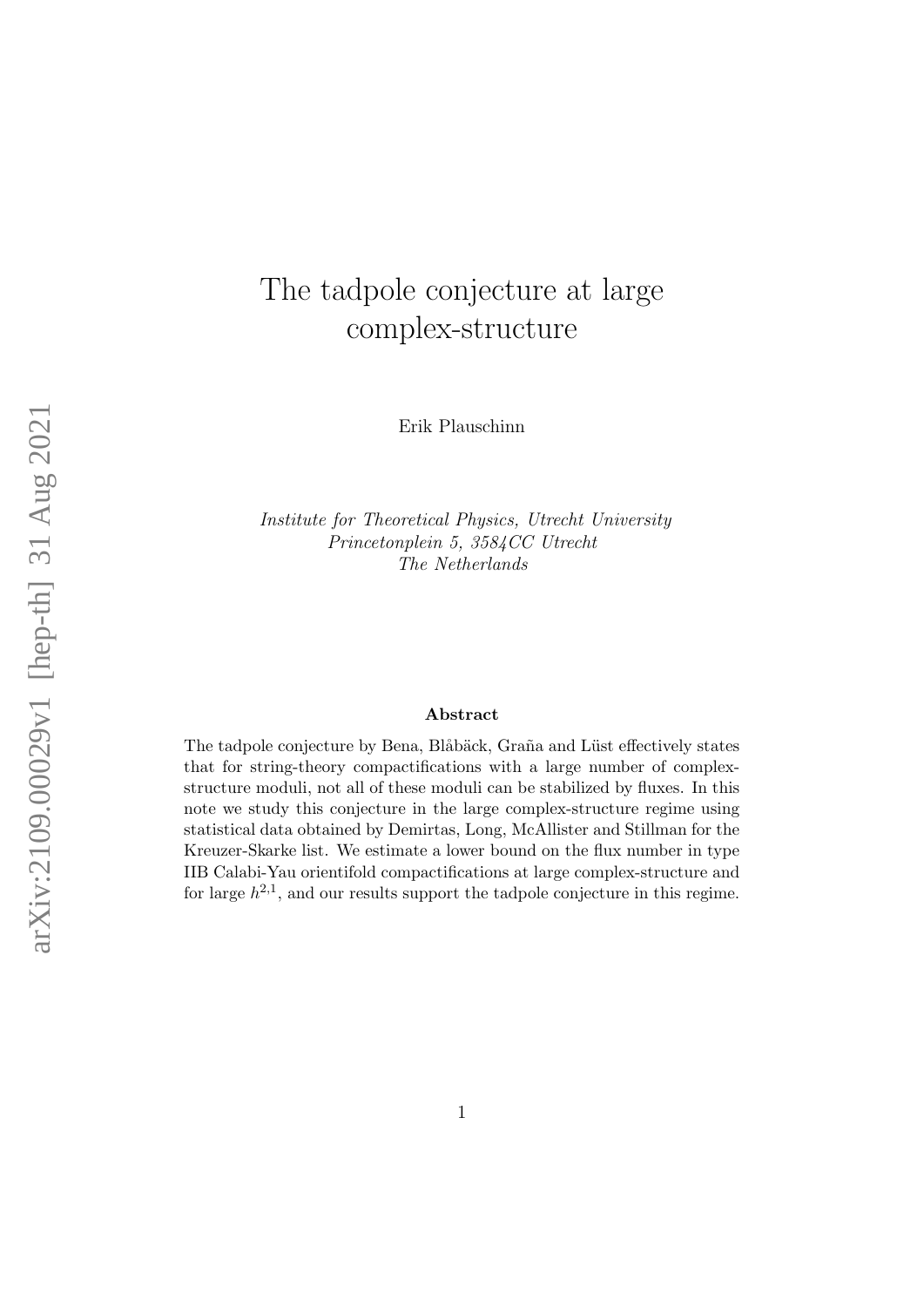# The tadpole conjecture at large complex-structure

Erik Plauschinn

*Institute for Theoretical Physics, Utrecht University*
*Princetonplein 5, 3584CC Utrecht*
*The Netherlands*

### Abstract

The tadpole conjecture by Bena, Blåbäck, Graña and Lüst effectively states that for string-theory compactifications with a large number of complex-structure moduli, not all of these moduli can be stabilized by fluxes. In this note we study this conjecture in the large complex-structure regime using statistical data obtained by Demirtas, Long, McAllister and Stillman for the Kreuzer-Skarke list. We estimate a lower bound on the flux number in type IIB Calabi-Yau orientifold compactifications at large complex-structure and for large $h^{2,1}$, and our results support the tadpole conjecture in this regime.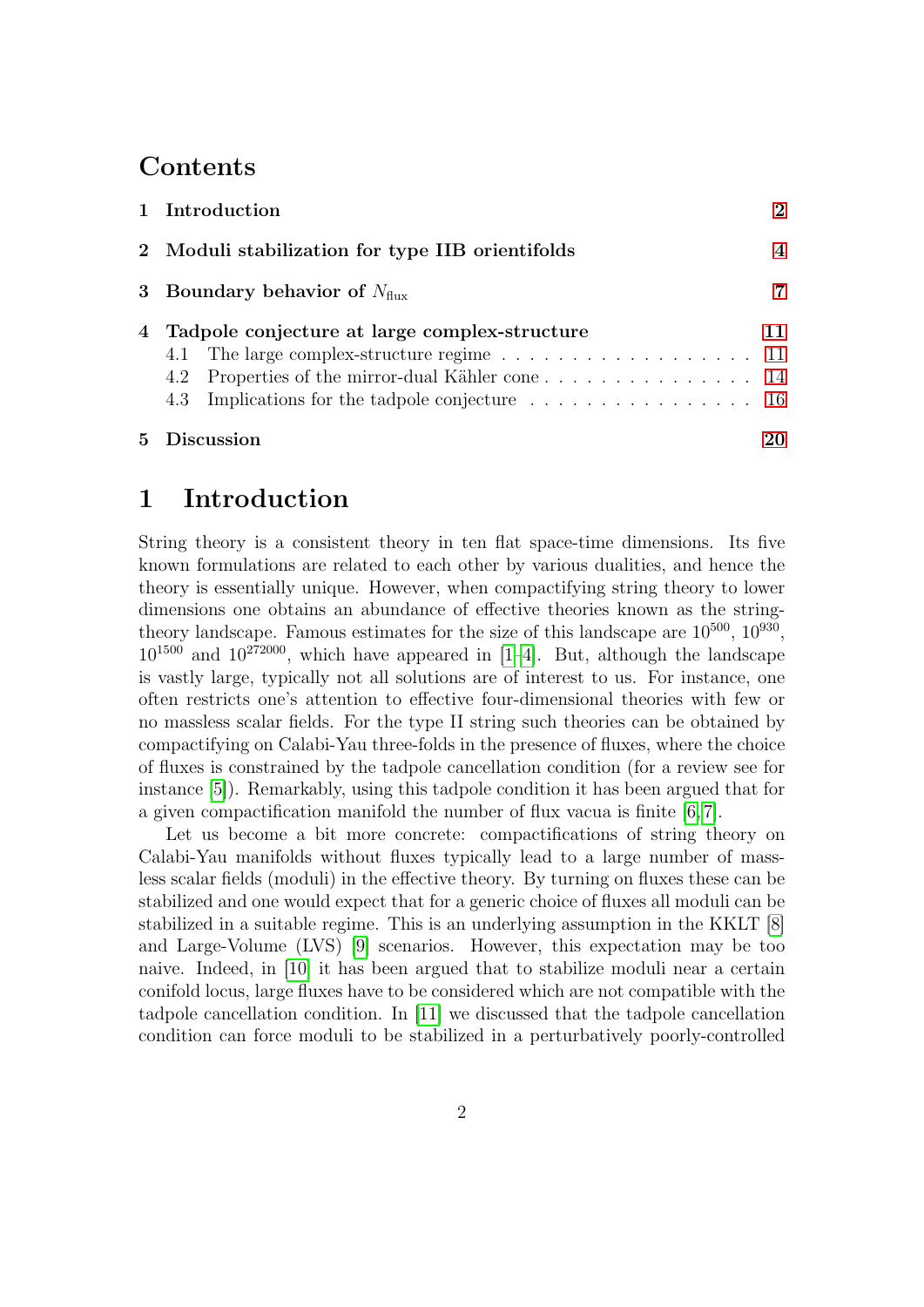# Contents

| | |
|---|---|
| **1 Introduction** | **2** |
| **2 Moduli stabilization for type IIB orientifolds** | **4** |
| **3 Boundary behavior of $N_{\text{flux}}$** | **7** |
| **4 Tadpole conjecture at large complex-structure** | **11** |
| 4.1 The large complex-structure regime | 11 |
| 4.2 Properties of the mirror-dual Kähler cone | 14 |
| 4.3 Implications for the tadpole conjecture | 16 |
| **5 Discussion** | **20** |

# 1 Introduction

String theory is a consistent theory in ten flat space-time dimensions. Its five known formulations are related to each other by various dualities, and hence the theory is essentially unique. However, when compactifying string theory to lower dimensions one obtains an abundance of effective theories known as the string-theory landscape. Famous estimates for the size of this landscape are $10^{500}$, $10^{930}$, $10^{1500}$ and $10^{272000}$, which have appeared in [1–4]. But, although the landscape is vastly large, typically not all solutions are of interest to us. For instance, one often restricts one's attention to effective four-dimensional theories with few or no massless scalar fields. For the type II string such theories can be obtained by compactifying on Calabi-Yau three-folds in the presence of fluxes, where the choice of fluxes is constrained by the tadpole cancellation condition (for a review see for instance [5]). Remarkably, using this tadpole condition it has been argued that for a given compactification manifold the number of flux vacua is finite [6,7].

Let us become a bit more concrete: compactifications of string theory on Calabi-Yau manifolds without fluxes typically lead to a large number of massless scalar fields (moduli) in the effective theory. By turning on fluxes these can be stabilized and one would expect that for a generic choice of fluxes all moduli can be stabilized in a suitable regime. This is an underlying assumption in the KKLT [8] and Large-Volume (LVS) [9] scenarios. However, this expectation may be too naive. Indeed, in [10] it has been argued that to stabilize moduli near a certain conifold locus, large fluxes have to be considered which are not compatible with the tadpole cancellation condition. In [11] we discussed that the tadpole cancellation condition can force moduli to be stabilized in a perturbatively poorly-controlled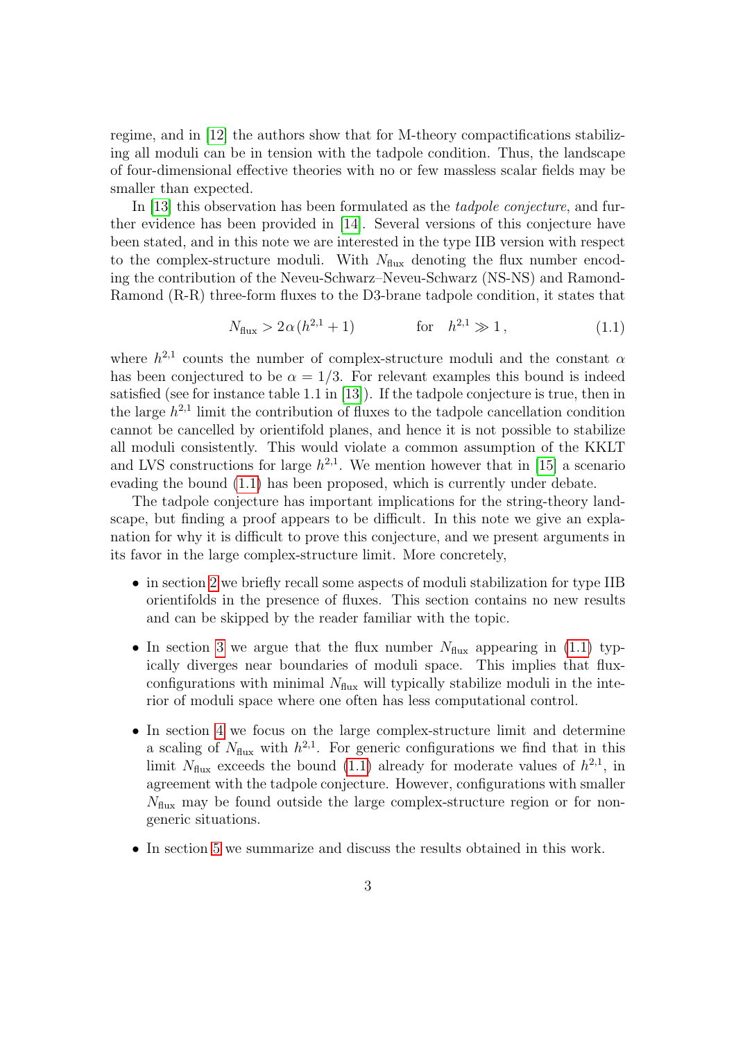regime, and in [12] the authors show that for M-theory compactifications stabilizing all moduli can be in tension with the tadpole condition. Thus, the landscape of four-dimensional effective theories with no or few massless scalar fields may be smaller than expected.

In [13] this observation has been formulated as the *tadpole conjecture*, and further evidence has been provided in [14]. Several versions of this conjecture have been stated, and in this note we are interested in the type IIB version with respect to the complex-structure moduli. With $N_{\text{flux}}$ denoting the flux number encoding the contribution of the Neveu-Schwarz–Neveu-Schwarz (NS-NS) and Ramond-Ramond (R-R) three-form fluxes to the D3-brane tadpole condition, it states that

$$N_{\text{flux}} > 2\alpha\,(h^{2,1}+1) \qquad \text{for} \quad h^{2,1} \gg 1\,, \tag{1.1}$$

where $h^{2,1}$ counts the number of complex-structure moduli and the constant $\alpha$ has been conjectured to be $\alpha = 1/3$. For relevant examples this bound is indeed satisfied (see for instance table 1.1 in [13]). If the tadpole conjecture is true, then in the large $h^{2,1}$ limit the contribution of fluxes to the tadpole cancellation condition cannot be cancelled by orientifold planes, and hence it is not possible to stabilize all moduli consistently. This would violate a common assumption of the KKLT and LVS constructions for large $h^{2,1}$. We mention however that in [15] a scenario evading the bound (1.1) has been proposed, which is currently under debate.

The tadpole conjecture has important implications for the string-theory landscape, but finding a proof appears to be difficult. In this note we give an explanation for why it is difficult to prove this conjecture, and we present arguments in its favor in the large complex-structure limit. More concretely,

- in section 2 we briefly recall some aspects of moduli stabilization for type IIB orientifolds in the presence of fluxes. This section contains no new results and can be skipped by the reader familiar with the topic.
- In section 3 we argue that the flux number $N_{\text{flux}}$ appearing in (1.1) typically diverges near boundaries of moduli space. This implies that flux-configurations with minimal $N_{\text{flux}}$ will typically stabilize moduli in the interior of moduli space where one often has less computational control.
- In section 4 we focus on the large complex-structure limit and determine a scaling of $N_{\text{flux}}$ with $h^{2,1}$. For generic configurations we find that in this limit $N_{\text{flux}}$ exceeds the bound (1.1) already for moderate values of $h^{2,1}$, in agreement with the tadpole conjecture. However, configurations with smaller $N_{\text{flux}}$ may be found outside the large complex-structure region or for non-generic situations.
- In section 5 we summarize and discuss the results obtained in this work.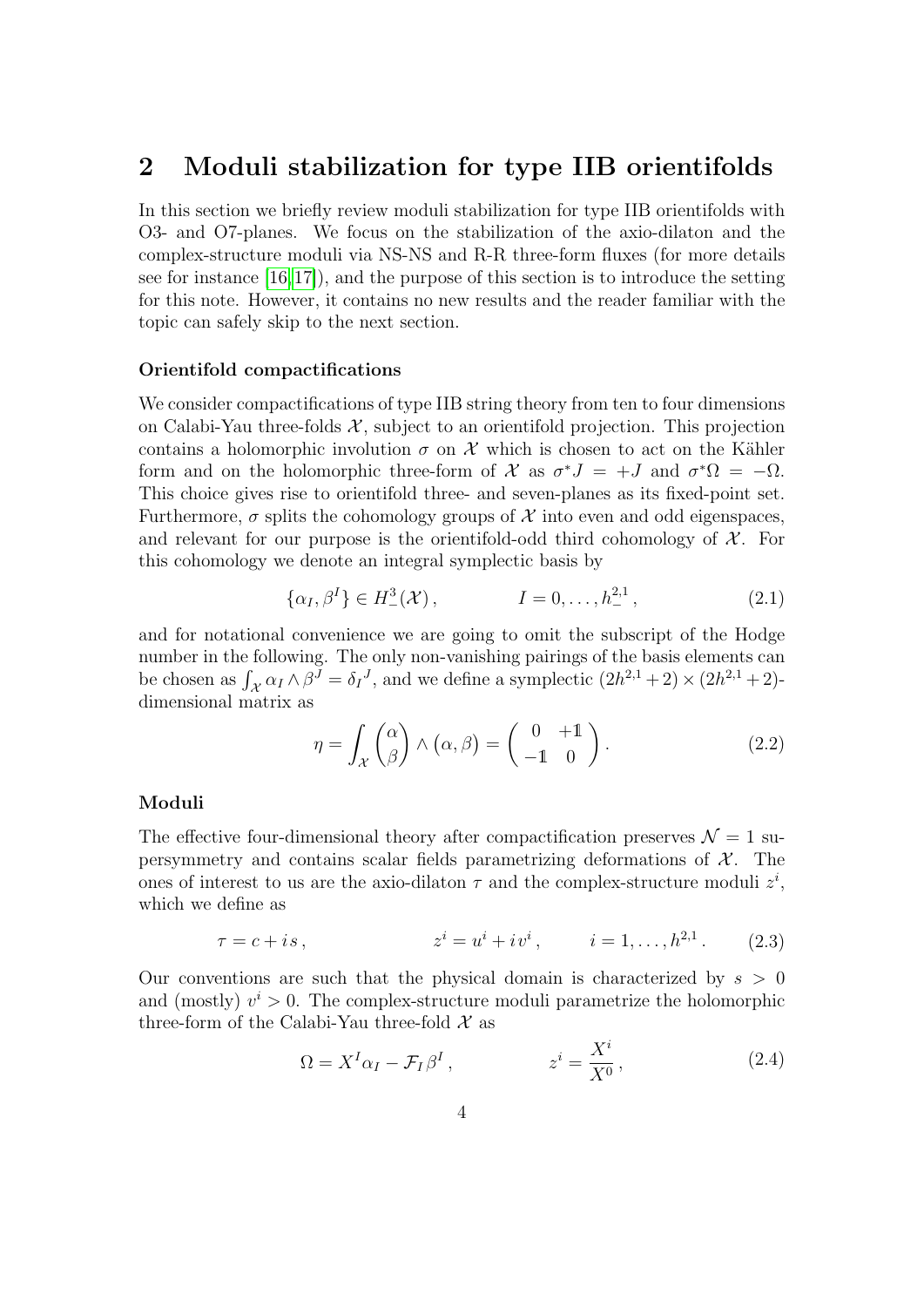## 2 Moduli stabilization for type IIB orientifolds

In this section we briefly review moduli stabilization for type IIB orientifolds with O3- and O7-planes. We focus on the stabilization of the axio-dilaton and the complex-structure moduli via NS-NS and R-R three-form fluxes (for more details see for instance [16, 17]), and the purpose of this section is to introduce the setting for this note. However, it contains no new results and the reader familiar with the topic can safely skip to the next section.

#### Orientifold compactifications

We consider compactifications of type IIB string theory from ten to four dimensions on Calabi-Yau three-folds $\mathcal{X}$, subject to an orientifold projection. This projection contains a holomorphic involution $\sigma$ on $\mathcal{X}$ which is chosen to act on the Kähler form and on the holomorphic three-form of $\mathcal{X}$ as $\sigma^* J = +J$ and $\sigma^*\Omega = -\Omega$. This choice gives rise to orientifold three- and seven-planes as its fixed-point set. Furthermore, $\sigma$ splits the cohomology groups of $\mathcal{X}$ into even and odd eigenspaces, and relevant for our purpose is the orientifold-odd third cohomology of $\mathcal{X}$. For this cohomology we denote an integral symplectic basis by

$$\{\alpha_I, \beta^I\} \in H^3_-(\mathcal{X}), \qquad\qquad I = 0, \ldots, h^{2,1}_-, \tag{2.1}$$

and for notational convenience we are going to omit the subscript of the Hodge number in the following. The only non-vanishing pairings of the basis elements can be chosen as $\int_{\mathcal{X}} \alpha_I \wedge \beta^J = \delta_I{}^J$, and we define a symplectic $(2h^{2,1}+2) \times (2h^{2,1}+2)$-dimensional matrix as

$$\eta = \int_{\mathcal{X}} \begin{pmatrix} \alpha \\ \beta \end{pmatrix} \wedge \big(\alpha, \beta\big) = \begin{pmatrix} 0 & +\mathbb{1} \\ -\mathbb{1} & 0 \end{pmatrix}. \tag{2.2}$$

#### Moduli

The effective four-dimensional theory after compactification preserves $\mathcal{N} = 1$ supersymmetry and contains scalar fields parametrizing deformations of $\mathcal{X}$. The ones of interest to us are the axio-dilaton $\tau$ and the complex-structure moduli $z^i$, which we define as

$$\tau = c + i\, s\,, \qquad\qquad z^i = u^i + i\, v^i\,, \qquad i = 1, \ldots, h^{2,1}. \tag{2.3}$$

Our conventions are such that the physical domain is characterized by $s > 0$ and (mostly) $v^i > 0$. The complex-structure moduli parametrize the holomorphic three-form of the Calabi-Yau three-fold $\mathcal{X}$ as

$$\Omega = X^I \alpha_I - \mathcal{F}_I \beta^I\,, \qquad\qquad z^i = \frac{X^i}{X^0}\,, \tag{2.4}$$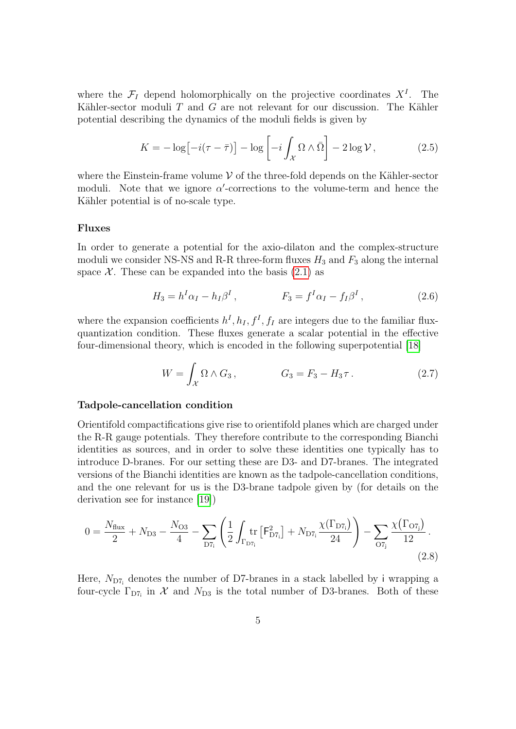where the $\mathcal{F}_I$ depend holomorphically on the projective coordinates $X^I$. The Kähler-sector moduli $T$ and $G$ are not relevant for our discussion. The Kähler potential describing the dynamics of the moduli fields is given by

$$K = -\log\left[-i(\tau - \bar{\tau})\right] - \log\left[-i\int_{\mathcal{X}} \Omega \wedge \bar{\Omega}\right] - 2\log\mathcal{V}\,, \tag{2.5}$$

where the Einstein-frame volume $\mathcal{V}$ of the three-fold depends on the Kähler-sector moduli. Note that we ignore $\alpha'$-corrections to the volume-term and hence the Kähler potential is of no-scale type.

**Fluxes**

In order to generate a potential for the axio-dilaton and the complex-structure moduli we consider NS-NS and R-R three-form fluxes $H_3$ and $F_3$ along the internal space $\mathcal{X}$. These can be expanded into the basis (2.1) as

$$H_3 = h^I\alpha_I - h_I\beta^I\,, \qquad\qquad F_3 = f^I\alpha_I - f_I\beta^I\,, \tag{2.6}$$

where the expansion coefficients $h^I, h_I, f^I, f_I$ are integers due to the familiar flux-quantization condition. These fluxes generate a scalar potential in the effective four-dimensional theory, which is encoded in the following superpotential [18]

$$W = \int_{\mathcal{X}} \Omega \wedge G_3\,, \qquad\qquad G_3 = F_3 - H_3\,\tau\,. \tag{2.7}$$

**Tadpole-cancellation condition**

Orientifold compactifications give rise to orientifold planes which are charged under the R-R gauge potentials. They therefore contribute to the corresponding Bianchi identities as sources, and in order to solve these identities one typically has to introduce D-branes. For our setting these are D3- and D7-branes. The integrated versions of the Bianchi identities are known as the tadpole-cancellation conditions, and the one relevant for us is the D3-brane tadpole given by (for details on the derivation see for instance [19])

$$0 = \frac{N_{\text{flux}}}{2} + N_{\text{D3}} - \frac{N_{\text{O3}}}{4} - \sum_{\text{D7}_{\mathsf{i}}}\left(\frac{1}{2}\int_{\Gamma_{\text{D7}_{\mathsf{i}}}} \text{tr}\left[\mathsf{F}^2_{\text{D7}_{\mathsf{i}}}\right] + N_{\text{D7}_{\mathsf{i}}}\frac{\chi(\Gamma_{\text{D7}_{\mathsf{i}}})}{24}\right) - \sum_{\text{O7}_{\mathsf{j}}}\frac{\chi\big(\Gamma_{\text{O7}_{\mathsf{j}}}\big)}{12}\,. \tag{2.8}$$

Here, $N_{\text{D7}_{\mathsf{i}}}$ denotes the number of D7-branes in a stack labelled by $\mathsf{i}$ wrapping a four-cycle $\Gamma_{\text{D7}_{\mathsf{i}}}$ in $\mathcal{X}$ and $N_{\text{D3}}$ is the total number of D3-branes. Both of these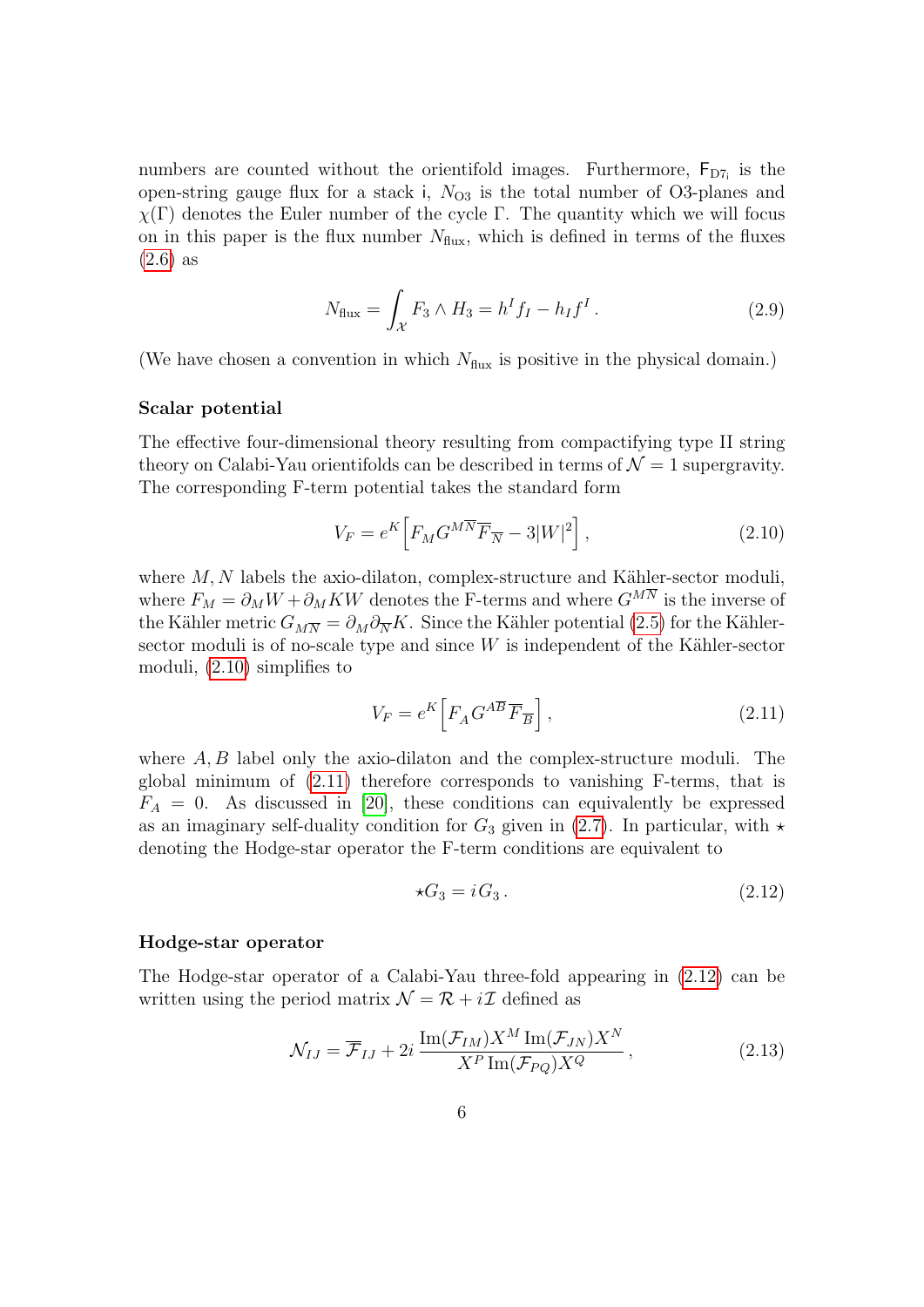numbers are counted without the orientifold images. Furthermore, $\mathsf{F}_{\mathrm{D7}_\mathsf{i}}$ is the open-string gauge flux for a stack $\mathsf{i}$, $N_{\mathrm{O3}}$ is the total number of O3-planes and $\chi(\Gamma)$ denotes the Euler number of the cycle $\Gamma$. The quantity which we will focus on in this paper is the flux number $N_{\text{flux}}$, which is defined in terms of the fluxes (2.6) as

$$
N_{\text{flux}} = \int_{\mathcal{X}} F_3 \wedge H_3 = h^I f_I - h_I f^I \,. \tag{2.9}
$$

(We have chosen a convention in which $N_{\text{flux}}$ is positive in the physical domain.)

#### Scalar potential

The effective four-dimensional theory resulting from compactifying type II string theory on Calabi-Yau orientifolds can be described in terms of $\mathcal{N}=1$ supergravity. The corresponding F-term potential takes the standard form

$$
V_F = e^K \Big[ F_M G^{M\overline{N}} \overline{F}_{\overline{N}} - 3|W|^2 \Big] \,, \tag{2.10}
$$

where $M, N$ labels the axio-dilaton, complex-structure and Kähler-sector moduli, where $F_M = \partial_M W + \partial_M K W$ denotes the F-terms and where $G^{M\overline{N}}$ is the inverse of the Kähler metric $G_{M\overline{N}} = \partial_M \partial_{\overline{N}} K$. Since the Kähler potential (2.5) for the Kähler-sector moduli is of no-scale type and since $W$ is independent of the Kähler-sector moduli, (2.10) simplifies to

$$
V_F = e^K \Big[ F_A G^{A\overline{B}} \overline{F}_{\overline{B}} \Big] \,, \tag{2.11}
$$

where $A, B$ label only the axio-dilaton and the complex-structure moduli. The global minimum of (2.11) therefore corresponds to vanishing F-terms, that is $F_A = 0$. As discussed in [20], these conditions can equivalently be expressed as an imaginary self-duality condition for $G_3$ given in (2.7). In particular, with $\star$ denoting the Hodge-star operator the F-term conditions are equivalent to

$$
\star G_3 = i G_3 \,. \tag{2.12}
$$

#### Hodge-star operator

The Hodge-star operator of a Calabi-Yau three-fold appearing in (2.12) can be written using the period matrix $\mathcal{N} = \mathcal{R} + i\mathcal{I}$ defined as

$$
\mathcal{N}_{IJ} = \overline{\mathcal{F}}_{IJ} + 2i \, \frac{\operatorname{Im}(\mathcal{F}_{IM}) X^M \operatorname{Im}(\mathcal{F}_{JN}) X^N}{X^P \operatorname{Im}(\mathcal{F}_{PQ}) X^Q} \,, \tag{2.13}
$$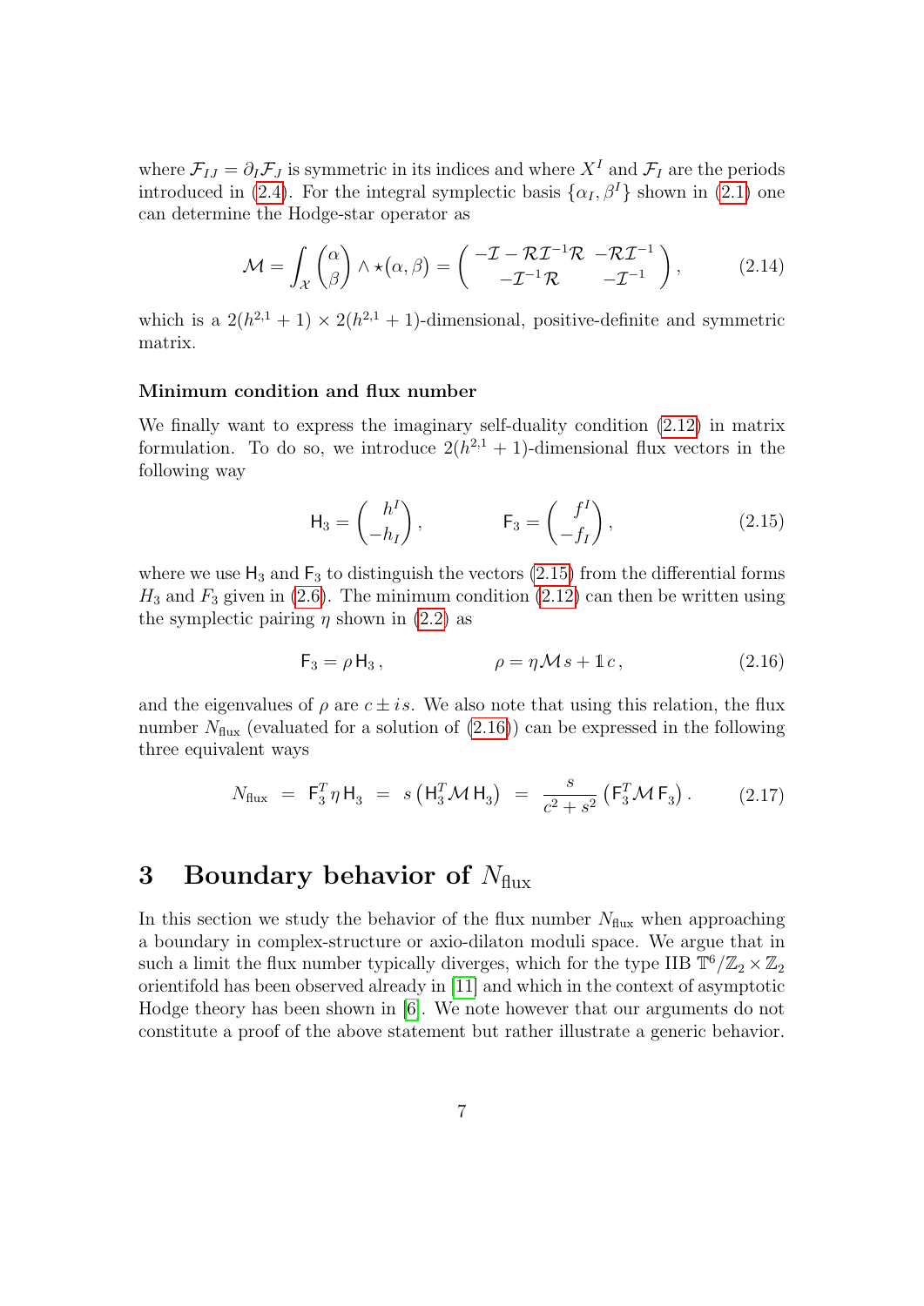where $\mathcal{F}_{IJ} = \partial_I \mathcal{F}_J$ is symmetric in its indices and where $X^I$ and $\mathcal{F}_I$ are the periods introduced in (2.4). For the integral symplectic basis $\{\alpha_I, \beta^I\}$ shown in (2.1) one can determine the Hodge-star operator as

$$\mathcal{M} = \int_{\mathcal{X}} \begin{pmatrix} \alpha \\ \beta \end{pmatrix} \wedge \star(\alpha, \beta) = \begin{pmatrix} -\mathcal{I} - \mathcal{R}\mathcal{I}^{-1}\mathcal{R} & -\mathcal{R}\mathcal{I}^{-1} \\ -\mathcal{I}^{-1}\mathcal{R} & -\mathcal{I}^{-1} \end{pmatrix}, \tag{2.14}$$

which is a $2(h^{2,1}+1) \times 2(h^{2,1}+1)$-dimensional, positive-definite and symmetric matrix.

#### Minimum condition and flux number

We finally want to express the imaginary self-duality condition (2.12) in matrix formulation. To do so, we introduce $2(h^{2,1}+1)$-dimensional flux vectors in the following way

$$\mathsf{H}_3 = \begin{pmatrix} h^I \\ -h_I \end{pmatrix}, \qquad\qquad \mathsf{F}_3 = \begin{pmatrix} f^I \\ -f_I \end{pmatrix}, \tag{2.15}$$

where we use $\mathsf{H}_3$ and $\mathsf{F}_3$ to distinguish the vectors (2.15) from the differential forms $H_3$ and $F_3$ given in (2.6). The minimum condition (2.12) can then be written using the symplectic pairing $\eta$ shown in (2.2) as

$$\mathsf{F}_3 = \rho\, \mathsf{H}_3\,, \qquad\qquad \rho = \eta \mathcal{M} s + \mathbb{1}\, c\,, \tag{2.16}$$

and the eigenvalues of $\rho$ are $c \pm i\,s$. We also note that using this relation, the flux number $N_{\text{flux}}$ (evaluated for a solution of (2.16)) can be expressed in the following three equivalent ways

$$N_{\text{flux}} \;=\; \mathsf{F}_3^T \eta\, \mathsf{H}_3 \;=\; s\left(\mathsf{H}_3^T \mathcal{M}\, \mathsf{H}_3\right) \;=\; \frac{s}{c^2+s^2}\left(\mathsf{F}_3^T \mathcal{M}\, \mathsf{F}_3\right). \tag{2.17}$$

## 3 Boundary behavior of $N_{\text{flux}}$

In this section we study the behavior of the flux number $N_{\text{flux}}$ when approaching a boundary in complex-structure or axio-dilaton moduli space. We argue that in such a limit the flux number typically diverges, which for the type IIB $\mathbb{T}^6/\mathbb{Z}_2 \times \mathbb{Z}_2$ orientifold has been observed already in [11] and which in the context of asymptotic Hodge theory has been shown in [6]. We note however that our arguments do not constitute a proof of the above statement but rather illustrate a generic behavior.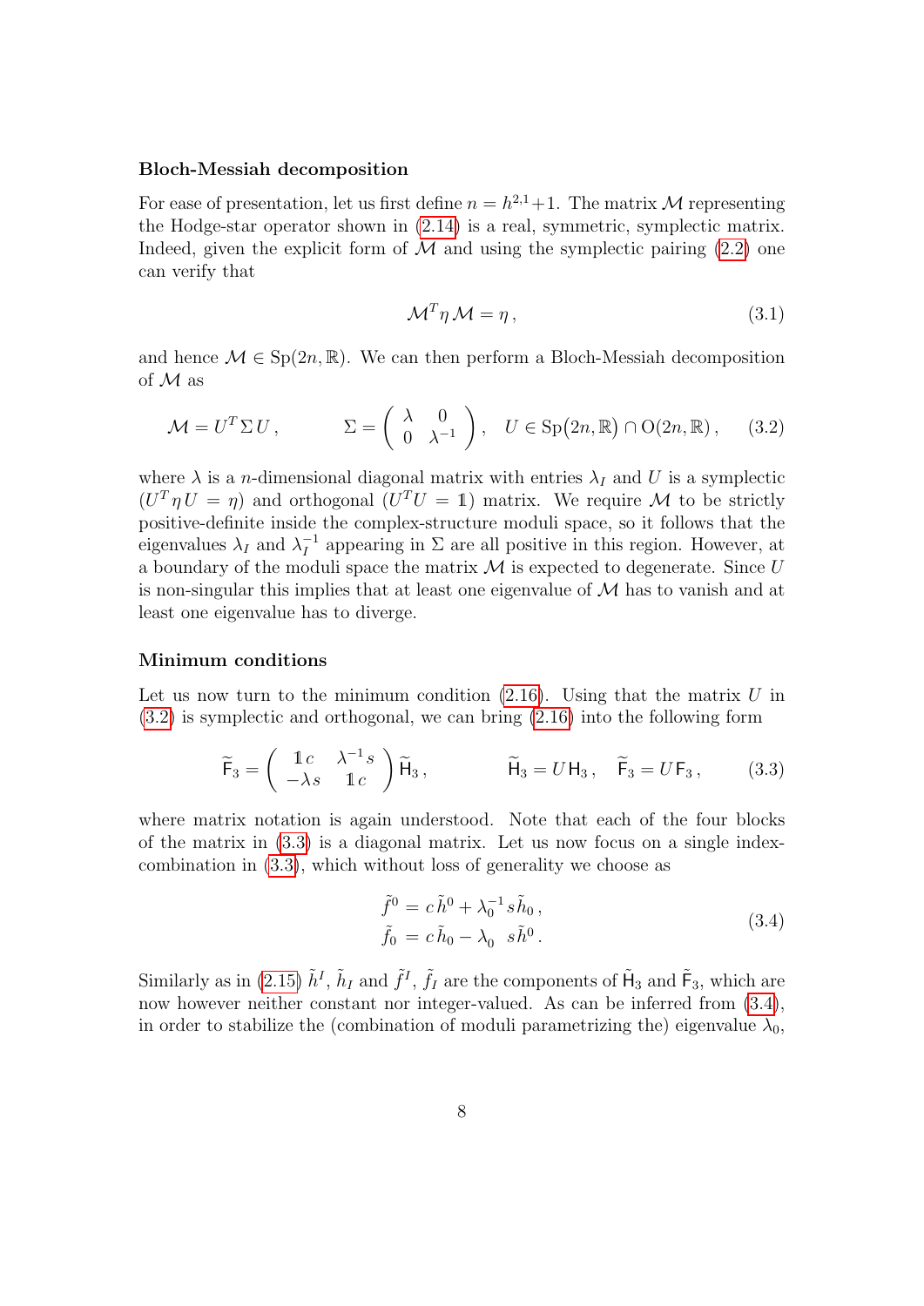**Bloch-Messiah decomposition**

For ease of presentation, let us first define $n = h^{2,1}+1$. The matrix $\mathcal{M}$ representing the Hodge-star operator shown in (2.14) is a real, symmetric, symplectic matrix. Indeed, given the explicit form of $\mathcal{M}$ and using the symplectic pairing (2.2) one can verify that

$$
\mathcal{M}^T \eta\, \mathcal{M} = \eta\,, \tag{3.1}
$$

and hence $\mathcal{M} \in \mathrm{Sp}(2n,\mathbb{R})$. We can then perform a Bloch-Messiah decomposition of $\mathcal{M}$ as

$$
\mathcal{M} = U^T \Sigma\, U\,, \qquad \Sigma = \begin{pmatrix} \lambda & 0 \\ 0 & \lambda^{-1} \end{pmatrix}, \quad U \in \mathrm{Sp}\big(2n,\mathbb{R}\big) \cap \mathrm{O}(2n,\mathbb{R})\,, \tag{3.2}
$$

where $\lambda$ is a $n$-dimensional diagonal matrix with entries $\lambda_I$ and $U$ is a symplectic ($U^T \eta\, U = \eta$) and orthogonal ($U^T U = \mathbb{1}$) matrix. We require $\mathcal{M}$ to be strictly positive-definite inside the complex-structure moduli space, so it follows that the eigenvalues $\lambda_I$ and $\lambda_I^{-1}$ appearing in $\Sigma$ are all positive in this region. However, at a boundary of the moduli space the matrix $\mathcal{M}$ is expected to degenerate. Since $U$ is non-singular this implies that at least one eigenvalue of $\mathcal{M}$ has to vanish and at least one eigenvalue has to diverge.

**Minimum conditions**

Let us now turn to the minimum condition (2.16). Using that the matrix $U$ in (3.2) is symplectic and orthogonal, we can bring (2.16) into the following form

$$
\widetilde{\mathsf{F}}_3 = \begin{pmatrix} \mathbb{1}\, c & \lambda^{-1} s \\ -\lambda s & \mathbb{1}\, c \end{pmatrix} \widetilde{\mathsf{H}}_3\,, \qquad \widetilde{\mathsf{H}}_3 = U\,\mathsf{H}_3\,, \quad \widetilde{\mathsf{F}}_3 = U\,\mathsf{F}_3\,, \tag{3.3}
$$

where matrix notation is again understood. Note that each of the four blocks of the matrix in (3.3) is a diagonal matrix. Let us now focus on a single index-combination in (3.3), which without loss of generality we choose as

$$
\begin{aligned}
\tilde{f}^0 &= c\,\tilde{h}^0 + \lambda_0^{-1} s\,\tilde{h}_0\,, \\
\tilde{f}_0 &= c\,\tilde{h}_0 - \lambda_0\ \ s\tilde{h}^0\,.
\end{aligned} \tag{3.4}
$$

Similarly as in (2.15) $\tilde{h}^I$, $\tilde{h}_I$ and $\tilde{f}^I$, $\tilde{f}_I$ are the components of $\tilde{\mathsf{H}}_3$ and $\tilde{\mathsf{F}}_3$, which are now however neither constant nor integer-valued. As can be inferred from (3.4), in order to stabilize the (combination of moduli parametrizing the) eigenvalue $\lambda_0$,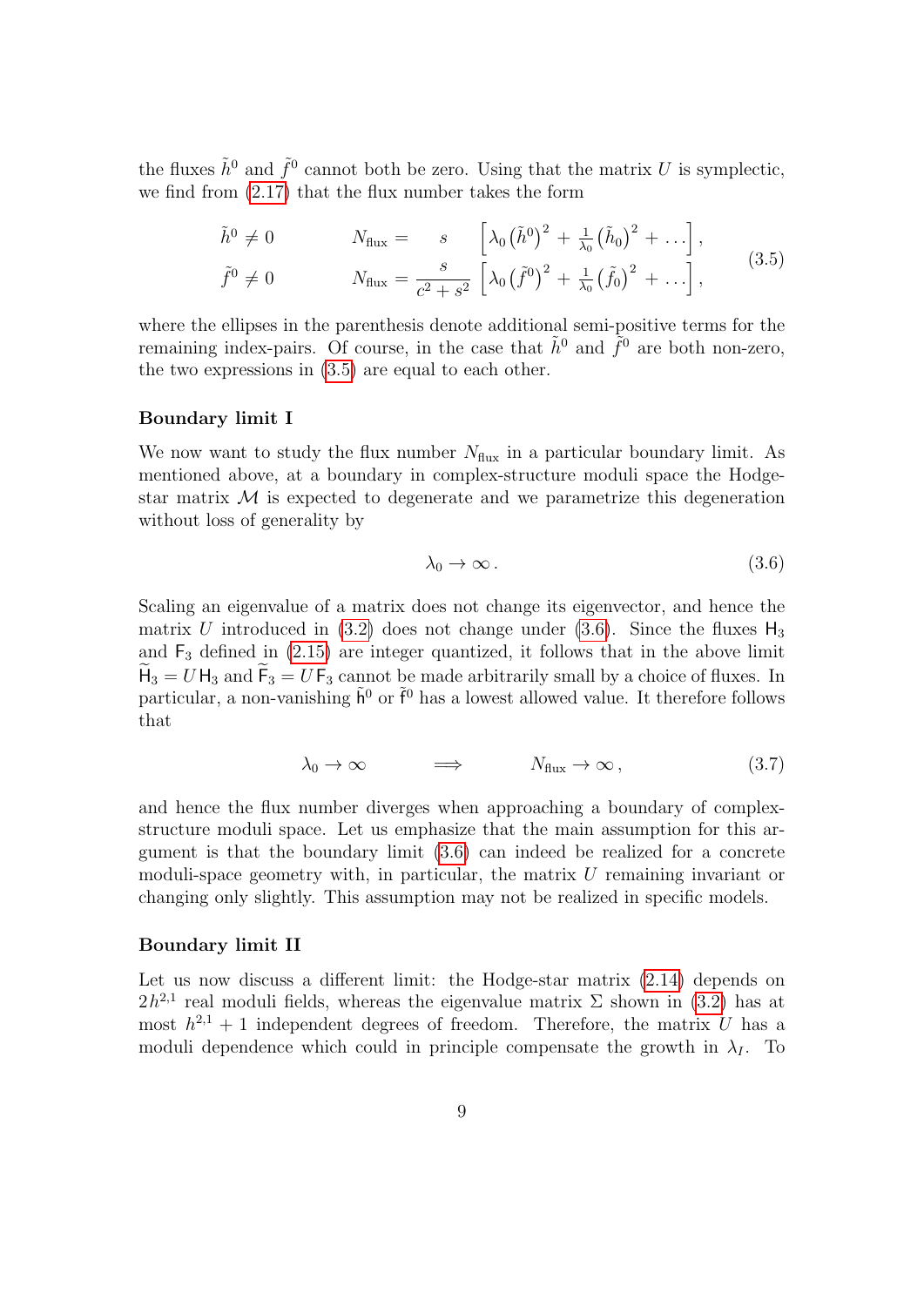the fluxes $\tilde{h}^0$ and $\tilde{f}^0$ cannot both be zero. Using that the matrix $U$ is symplectic, we find from (2.17) that the flux number takes the form

$$
\begin{aligned}
\tilde{h}^0 \neq 0 \qquad\qquad & N_{\text{flux}} = \quad s \quad \left[ \lambda_0 \left(\tilde{h}^0\right)^2 + \tfrac{1}{\lambda_0} \left(\tilde{h}_0\right)^2 + \ldots \right], \\
\tilde{f}^0 \neq 0 \qquad\qquad & N_{\text{flux}} = \frac{s}{c^2 + s^2} \left[ \lambda_0 \left(\tilde{f}^0\right)^2 + \tfrac{1}{\lambda_0} \left(\tilde{f}_0\right)^2 + \ldots \right],
\end{aligned}
\tag{3.5}
$$

where the ellipses in the parenthesis denote additional semi-positive terms for the remaining index-pairs. Of course, in the case that $\tilde{h}^0$ and $\tilde{f}^0$ are both non-zero, the two expressions in (3.5) are equal to each other.

**Boundary limit I**

We now want to study the flux number $N_{\text{flux}}$ in a particular boundary limit. As mentioned above, at a boundary in complex-structure moduli space the Hodge-star matrix $\mathcal{M}$ is expected to degenerate and we parametrize this degeneration without loss of generality by

$$
\lambda_0 \to \infty \,. \tag{3.6}
$$

Scaling an eigenvalue of a matrix does not change its eigenvector, and hence the matrix $U$ introduced in (3.2) does not change under (3.6). Since the fluxes $\mathsf{H}_3$ and $\mathsf{F}_3$ defined in (2.15) are integer quantized, it follows that in the above limit $\widetilde{\mathsf{H}}_3 = U\,\mathsf{H}_3$ and $\widetilde{\mathsf{F}}_3 = U\,\mathsf{F}_3$ cannot be made arbitrarily small by a choice of fluxes. In particular, a non-vanishing $\tilde{\mathsf{h}}^0$ or $\tilde{\mathsf{f}}^0$ has a lowest allowed value. It therefore follows that

$$
\lambda_0 \to \infty \qquad\qquad \Longrightarrow \qquad\qquad N_{\text{flux}} \to \infty \,, \tag{3.7}
$$

and hence the flux number diverges when approaching a boundary of complex-structure moduli space. Let us emphasize that the main assumption for this argument is that the boundary limit (3.6) can indeed be realized for a concrete moduli-space geometry with, in particular, the matrix $U$ remaining invariant or changing only slightly. This assumption may not be realized in specific models.

**Boundary limit II**

Let us now discuss a different limit: the Hodge-star matrix (2.14) depends on $2h^{2,1}$ real moduli fields, whereas the eigenvalue matrix $\Sigma$ shown in (3.2) has at most $h^{2,1}+1$ independent degrees of freedom. Therefore, the matrix $U$ has a moduli dependence which could in principle compensate the growth in $\lambda_I$. To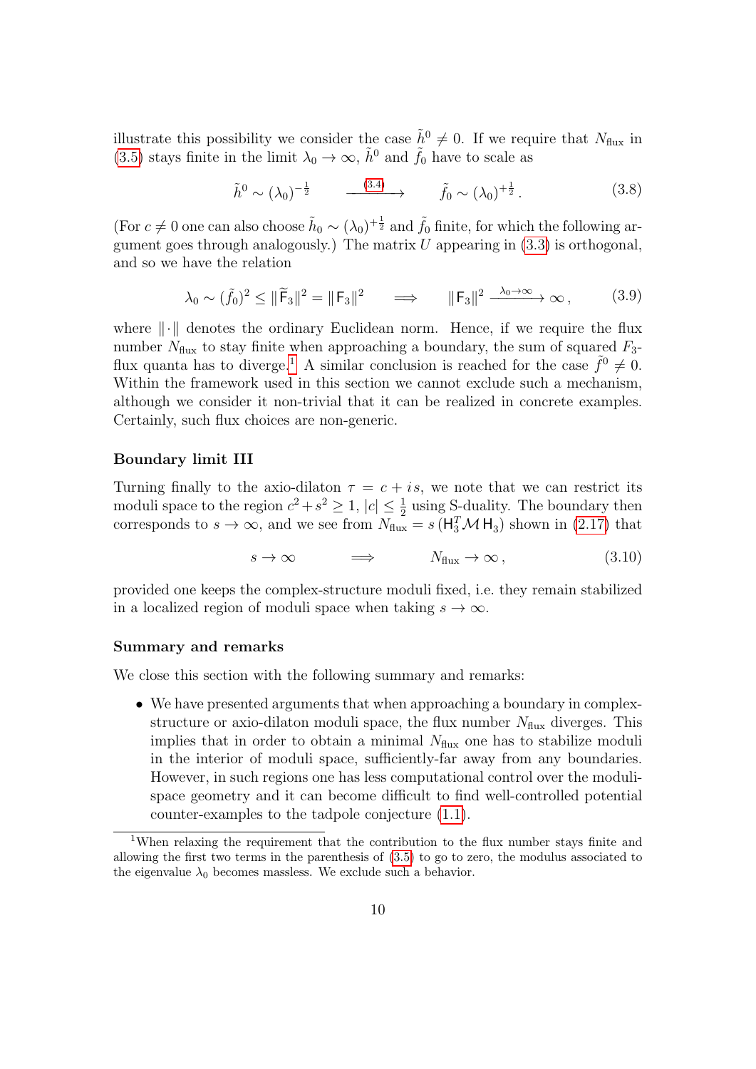illustrate this possibility we consider the case $\tilde{h}^0 \neq 0$. If we require that $N_{\rm flux}$ in (3.5) stays finite in the limit $\lambda_0 \to \infty$, $\tilde{h}^0$ and $\tilde{f}_0$ have to scale as

$$\tilde{h}^0 \sim (\lambda_0)^{-\frac{1}{2}} \qquad \xrightarrow{(3.4)} \qquad \tilde{f}_0 \sim (\lambda_0)^{+\frac{1}{2}} \,. \tag{3.8}$$

(For $c \neq 0$ one can also choose $\tilde{h}_0 \sim (\lambda_0)^{+\frac{1}{2}}$ and $\tilde{f}_0$ finite, for which the following argument goes through analogously.) The matrix $U$ appearing in (3.3) is orthogonal, and so we have the relation

$$\lambda_0 \sim (\tilde{f}_0)^2 \leq \| \widetilde{\mathsf{F}}_3 \|^2 = \| \mathsf{F}_3 \|^2 \qquad \Longrightarrow \qquad \| \mathsf{F}_3 \|^2 \xrightarrow{\lambda_0 \to \infty} \infty \,, \tag{3.9}$$

where $\| \cdot \|$ denotes the ordinary Euclidean norm. Hence, if we require the flux number $N_{\rm flux}$ to stay finite when approaching a boundary, the sum of squared $F_3$-flux quanta has to diverge.[1] A similar conclusion is reached for the case $\tilde{f}^0 \neq 0$. Within the framework used in this section we cannot exclude such a mechanism, although we consider it non-trivial that it can be realized in concrete examples. Certainly, such flux choices are non-generic.

**Boundary limit III**

Turning finally to the axio-dilaton $\tau = c + i\,s$, we note that we can restrict its moduli space to the region $c^2 + s^2 \geq 1$, $|c| \leq \frac{1}{2}$ using S-duality. The boundary then corresponds to $s \to \infty$, and we see from $N_{\rm flux} = s\,(\mathsf{H}_3^T \mathcal{M}\, \mathsf{H}_3)$ shown in (2.17) that

$$s \to \infty \qquad \qquad \Longrightarrow \qquad \qquad N_{\rm flux} \to \infty \,, \tag{3.10}$$

provided one keeps the complex-structure moduli fixed, i.e. they remain stabilized in a localized region of moduli space when taking $s \to \infty$.

**Summary and remarks**

We close this section with the following summary and remarks:

- We have presented arguments that when approaching a boundary in complex-structure or axio-dilaton moduli space, the flux number $N_{\rm flux}$ diverges. This implies that in order to obtain a minimal $N_{\rm flux}$ one has to stabilize moduli in the interior of moduli space, sufficiently-far away from any boundaries. However, in such regions one has less computational control over the moduli-space geometry and it can become difficult to find well-controlled potential counter-examples to the tadpole conjecture (1.1).

[1] When relaxing the requirement that the contribution to the flux number stays finite and allowing the first two terms in the parenthesis of (3.5) to go to zero, the modulus associated to the eigenvalue $\lambda_0$ becomes massless. We exclude such a behavior.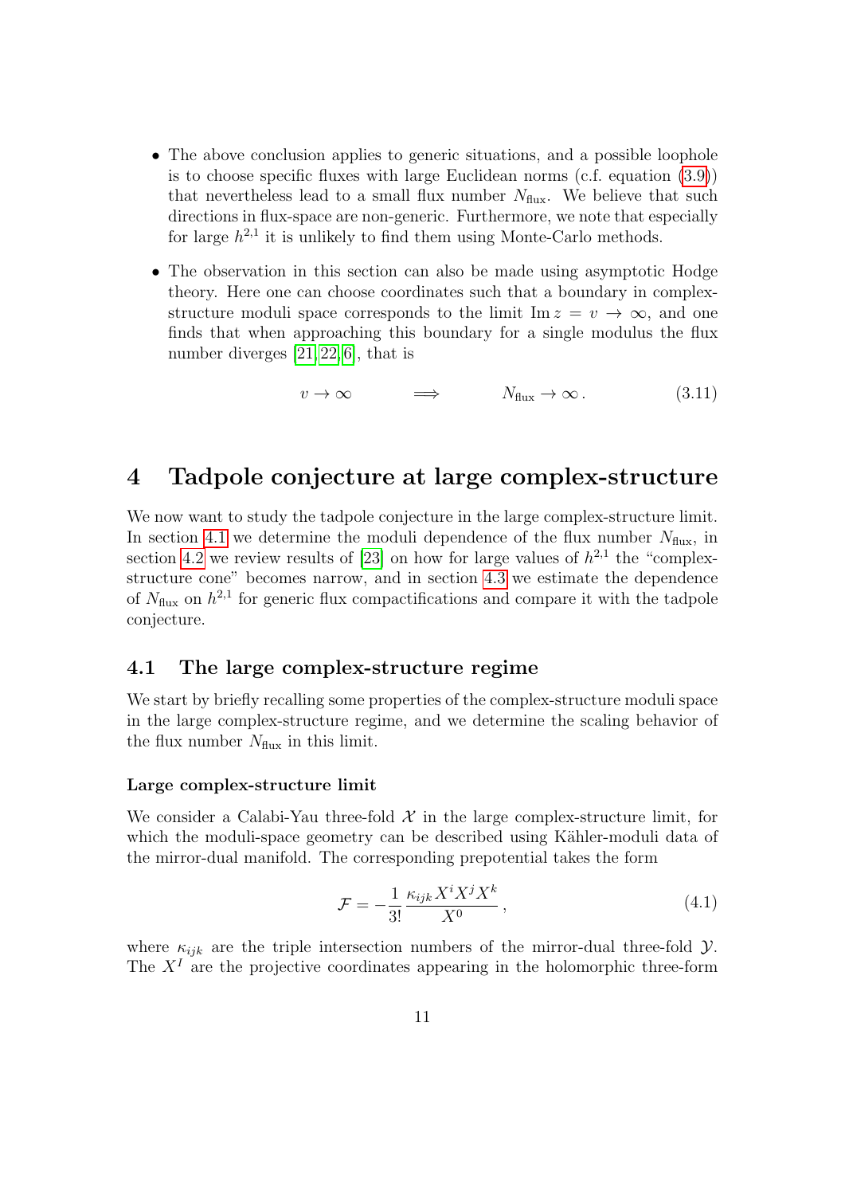- The above conclusion applies to generic situations, and a possible loophole is to choose specific fluxes with large Euclidean norms (c.f. equation (3.9)) that nevertheless lead to a small flux number $N_{\text{flux}}$. We believe that such directions in flux-space are non-generic. Furthermore, we note that especially for large $h^{2,1}$ it is unlikely to find them using Monte-Carlo methods.

- The observation in this section can also be made using asymptotic Hodge theory. Here one can choose coordinates such that a boundary in complex-structure moduli space corresponds to the limit $\operatorname{Im} z = v \to \infty$, and one finds that when approaching this boundary for a single modulus the flux number diverges [21, 22, 6], that is

$$v \to \infty \qquad \Longrightarrow \qquad N_{\text{flux}} \to \infty\,. \tag{3.11}$$

# 4 Tadpole conjecture at large complex-structure

We now want to study the tadpole conjecture in the large complex-structure limit. In section 4.1 we determine the moduli dependence of the flux number $N_{\text{flux}}$, in section 4.2 we review results of [23] on how for large values of $h^{2,1}$ the "complex-structure cone" becomes narrow, and in section 4.3 we estimate the dependence of $N_{\text{flux}}$ on $h^{2,1}$ for generic flux compactifications and compare it with the tadpole conjecture.

## 4.1 The large complex-structure regime

We start by briefly recalling some properties of the complex-structure moduli space in the large complex-structure regime, and we determine the scaling behavior of the flux number $N_{\text{flux}}$ in this limit.

### Large complex-structure limit

We consider a Calabi-Yau three-fold $\mathcal{X}$ in the large complex-structure limit, for which the moduli-space geometry can be described using Kähler-moduli data of the mirror-dual manifold. The corresponding prepotential takes the form

$$\mathcal{F} = -\frac{1}{3!}\,\frac{\kappa_{ijk}X^iX^jX^k}{X^0}\,, \tag{4.1}$$

where $\kappa_{ijk}$ are the triple intersection numbers of the mirror-dual three-fold $\mathcal{Y}$. The $X^I$ are the projective coordinates appearing in the holomorphic three-form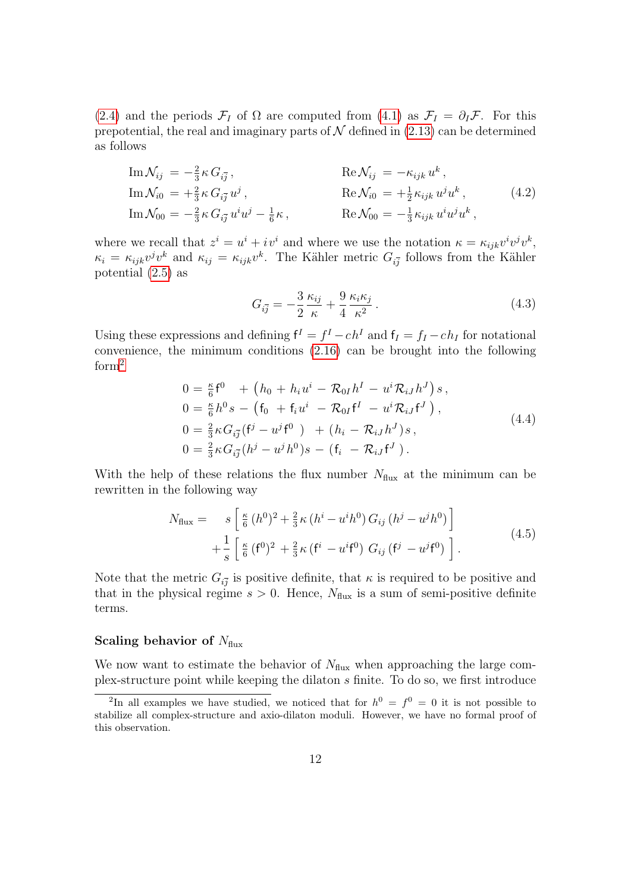(2.4) and the periods $\mathcal{F}_I$ of $\Omega$ are computed from (4.1) as $\mathcal{F}_I = \partial_I \mathcal{F}$. For this prepotential, the real and imaginary parts of $\mathcal{N}$ defined in (2.13) can be determined as follows

$$
\begin{aligned}
\operatorname{Im}\mathcal{N}_{ij} &= -\tfrac{2}{3}\,\kappa\, G_{i\bar{j}}\,, & \operatorname{Re}\mathcal{N}_{ij} &= -\kappa_{ijk}\, u^k\,,\\
\operatorname{Im}\mathcal{N}_{i0} &= +\tfrac{2}{3}\,\kappa\, G_{i\bar{j}}\, u^j\,, & \operatorname{Re}\mathcal{N}_{i0} &= +\tfrac{1}{2}\,\kappa_{ijk}\, u^j u^k\,,\\
\operatorname{Im}\mathcal{N}_{00} &= -\tfrac{2}{3}\,\kappa\, G_{i\bar{j}}\, u^i u^j - \tfrac{1}{6}\,\kappa\,, & \operatorname{Re}\mathcal{N}_{00} &= -\tfrac{1}{3}\,\kappa_{ijk}\, u^i u^j u^k\,,
\end{aligned}
\tag{4.2}
$$

where we recall that $z^i = u^i + i\,v^i$ and where we use the notation $\kappa = \kappa_{ijk} v^i v^j v^k$, $\kappa_i = \kappa_{ijk} v^j v^k$ and $\kappa_{ij} = \kappa_{ijk} v^k$. The Kähler metric $G_{i\bar{j}}$ follows from the Kähler potential (2.5) as

$$
G_{i\bar{j}} = -\frac{3}{2}\,\frac{\kappa_{ij}}{\kappa} + \frac{9}{4}\,\frac{\kappa_i \kappa_j}{\kappa^2}\,. \tag{4.3}
$$

Using these expressions and defining $\mathsf{f}^I = f^I - c h^I$ and $\mathsf{f}_I = f_I - c h_I$ for notational convenience, the minimum conditions (2.16) can be brought into the following form[2]

$$
\begin{aligned}
0 &= \tfrac{\kappa}{6}\,\mathsf{f}^0 \;\;+ \big(h_0 + h_i u^i - \mathcal{R}_{0I} h^I - u^i \mathcal{R}_{iJ} h^J\big)\, s\,,\\
0 &= \tfrac{\kappa}{6}\, h^0 s - \big(\mathsf{f}_0 \;+ \mathsf{f}_i u^i \;- \mathcal{R}_{0I}\mathsf{f}^I \;- u^i \mathcal{R}_{iJ}\mathsf{f}^J\;\big)\,,\\
0 &= \tfrac{2}{3}\kappa\, G_{i\bar{j}}\,(\mathsf{f}^j - u^j \mathsf{f}^0\;\;) \;\;+ (h_i - \mathcal{R}_{iJ} h^J)\, s\,,\\
0 &= \tfrac{2}{3}\kappa\, G_{i\bar{j}}\,(h^j - u^j h^0) s - (\mathsf{f}_i \;\;- \mathcal{R}_{iJ}\mathsf{f}^J\;)\,.
\end{aligned}
\tag{4.4}
$$

With the help of these relations the flux number $N_{\rm flux}$ at the minimum can be rewritten in the following way

$$
\begin{aligned}
N_{\rm flux} = \;\;& s\left[\,\tfrac{\kappa}{6}\,(h^0)^2 + \tfrac{2}{3}\,\kappa\,(h^i - u^i h^0)\, G_{ij}\,(h^j - u^j h^0)\right]\\
&+\frac{1}{s}\left[\,\tfrac{\kappa}{6}\,(\mathsf{f}^0)^2 \;+ \tfrac{2}{3}\,\kappa\,(\mathsf{f}^i \;- u^i \mathsf{f}^0)\;\, G_{ij}\,(\mathsf{f}^j \;- u^j \mathsf{f}^0)\;\right].
\end{aligned}
\tag{4.5}
$$

Note that the metric $G_{i\bar{j}}$ is positive definite, that $\kappa$ is required to be positive and that in the physical regime $s > 0$. Hence, $N_{\rm flux}$ is a sum of semi-positive definite terms.

#### Scaling behavior of $N_{\rm flux}$

We now want to estimate the behavior of $N_{\rm flux}$ when approaching the large complex-structure point while keeping the dilaton $s$ finite. To do so, we first introduce

[2] In all examples we have studied, we noticed that for $h^0 = f^0 = 0$ it is not possible to stabilize all complex-structure and axio-dilaton moduli. However, we have no formal proof of this observation.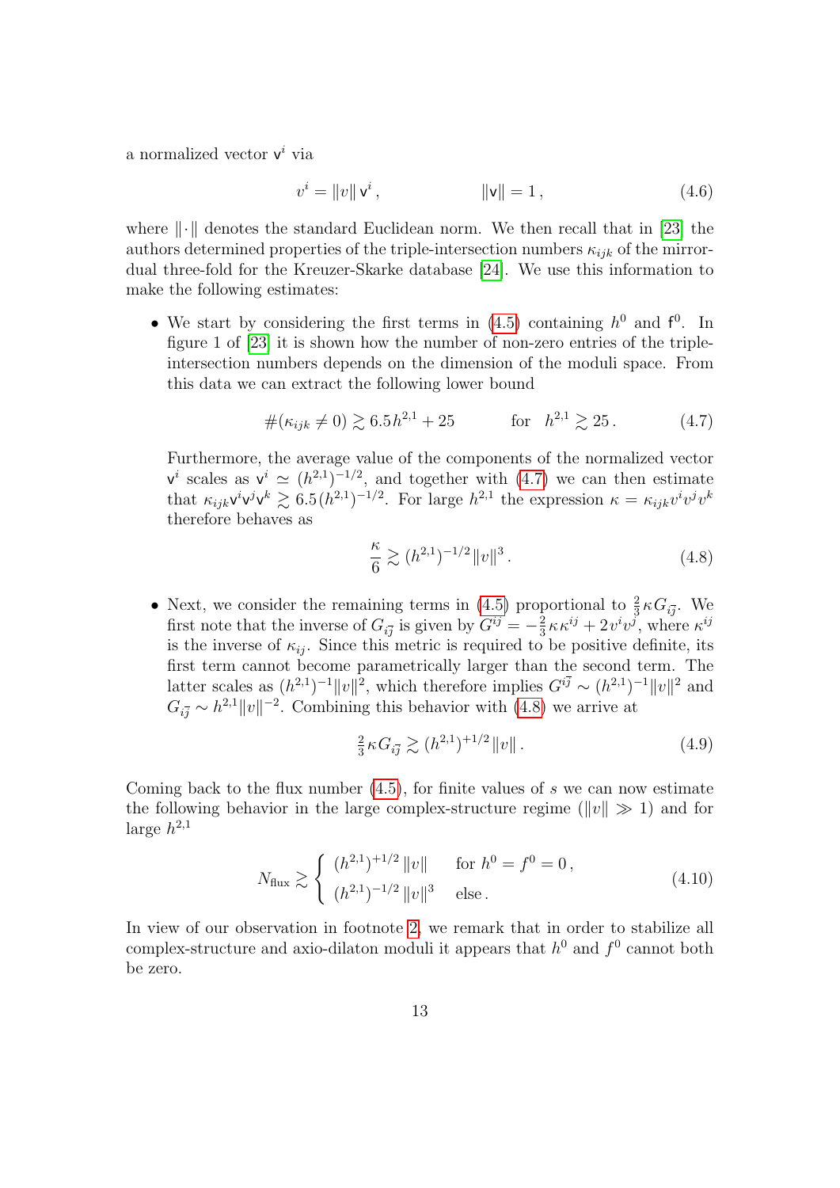a normalized vector $\mathsf{v}^i$ via

$$v^i = \|v\|\, \mathsf{v}^i\,, \qquad\qquad \|\mathsf{v}\| = 1\,, \tag{4.6}$$

where $\|\cdot\|$ denotes the standard Euclidean norm. We then recall that in [23] the authors determined properties of the triple-intersection numbers $\kappa_{ijk}$ of the mirror-dual three-fold for the Kreuzer-Skarke database [24]. We use this information to make the following estimates:

- We start by considering the first terms in (4.5) containing $h^0$ and $\mathsf{f}^0$. In figure 1 of [23] it is shown how the number of non-zero entries of the triple-intersection numbers depends on the dimension of the moduli space. From this data we can extract the following lower bound

  $$\#(\kappa_{ijk} \neq 0) \gtrsim 6.5 h^{2,1} + 25 \qquad\quad \text{for} \quad h^{2,1} \gtrsim 25\,. \tag{4.7}$$

  Furthermore, the average value of the components of the normalized vector $\mathsf{v}^i$ scales as $\mathsf{v}^i \simeq (h^{2,1})^{-1/2}$, and together with (4.7) we can then estimate that $\kappa_{ijk}\mathsf{v}^i\mathsf{v}^j\mathsf{v}^k \gtrsim 6.5\,(h^{2,1})^{-1/2}$. For large $h^{2,1}$ the expression $\kappa = \kappa_{ijk}v^iv^jv^k$ therefore behaves as

  $$\frac{\kappa}{6} \gtrsim (h^{2,1})^{-1/2}\|v\|^3\,. \tag{4.8}$$

- Next, we consider the remaining terms in (4.5) proportional to $\frac{2}{3}\kappa G_{i\bar{j}}$. We first note that the inverse of $G_{i\bar{j}}$ is given by $G^{i\bar{j}} = -\frac{2}{3}\kappa\kappa^{ij} + 2\,v^iv^j$, where $\kappa^{ij}$ is the inverse of $\kappa_{ij}$. Since this metric is required to be positive definite, its first term cannot become parametrically larger than the second term. The latter scales as $(h^{2,1})^{-1}\|v\|^2$, which therefore implies $G^{i\bar{j}} \sim (h^{2,1})^{-1}\|v\|^2$ and $G_{i\bar{j}} \sim h^{2,1}\|v\|^{-2}$. Combining this behavior with (4.8) we arrive at

  $$\tfrac{2}{3}\kappa G_{i\bar{j}} \gtrsim (h^{2,1})^{+1/2}\|v\|\,. \tag{4.9}$$

Coming back to the flux number (4.5), for finite values of $s$ we can now estimate the following behavior in the large complex-structure regime ($\|v\| \gg 1$) and for large $h^{2,1}$

$$N_{\text{flux}} \gtrsim \left\{ \begin{array}{ll} (h^{2,1})^{+1/2}\,\|v\| & \text{for } h^0 = f^0 = 0\,, \\ (h^{2,1})^{-1/2}\,\|v\|^3 & \text{else}\,. \end{array} \right. \tag{4.10}$$

In view of our observation in footnote 2, we remark that in order to stabilize all complex-structure and axio-dilaton moduli it appears that $h^0$ and $f^0$ cannot both be zero.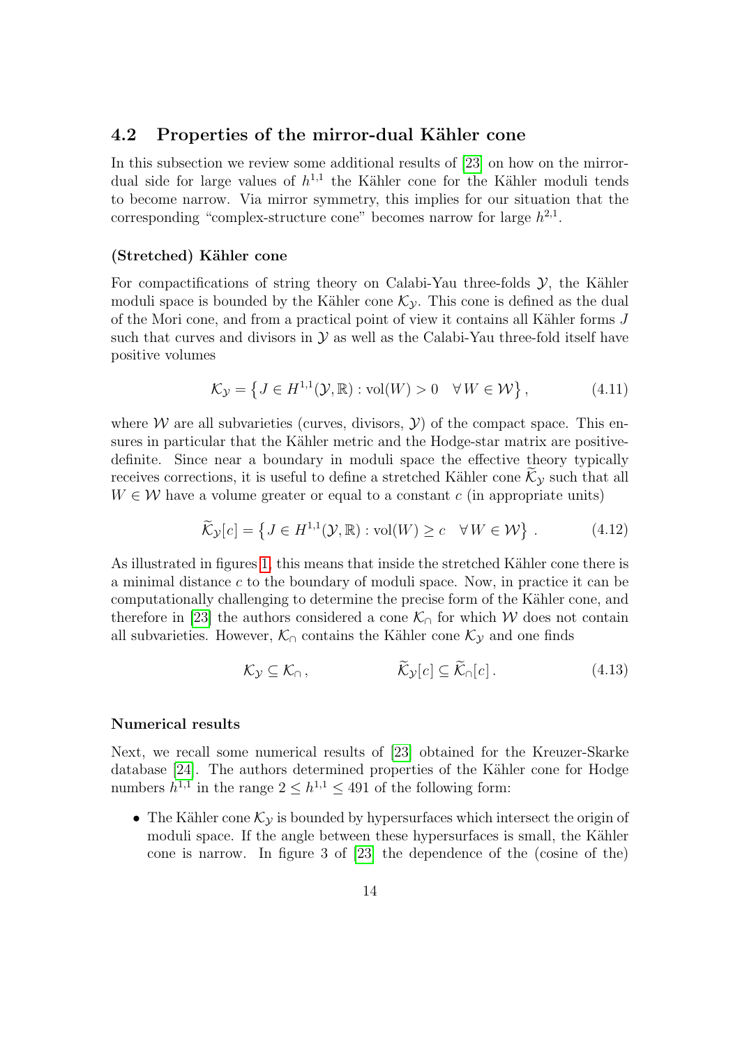### 4.2 Properties of the mirror-dual Kähler cone

In this subsection we review some additional results of [23] on how on the mirror-dual side for large values of $h^{1,1}$ the Kähler cone for the Kähler moduli tends to become narrow. Via mirror symmetry, this implies for our situation that the corresponding "complex-structure cone" becomes narrow for large $h^{2,1}$.

#### (Stretched) Kähler cone

For compactifications of string theory on Calabi-Yau three-folds $\mathcal{Y}$, the Kähler moduli space is bounded by the Kähler cone $\mathcal{K}_{\mathcal{Y}}$. This cone is defined as the dual of the Mori cone, and from a practical point of view it contains all Kähler forms $J$ such that curves and divisors in $\mathcal{Y}$ as well as the Calabi-Yau three-fold itself have positive volumes

$$\mathcal{K}_{\mathcal{Y}} = \left\{ J \in H^{1,1}(\mathcal{Y}, \mathbb{R}) : \mathrm{vol}(W) > 0 \quad \forall\, W \in \mathcal{W} \right\}, \tag{4.11}$$

where $\mathcal{W}$ are all subvarieties (curves, divisors, $\mathcal{Y}$) of the compact space. This ensures in particular that the Kähler metric and the Hodge-star matrix are positive-definite. Since near a boundary in moduli space the effective theory typically receives corrections, it is useful to define a stretched Kähler cone $\widetilde{\mathcal{K}}_{\mathcal{Y}}$ such that all $W \in \mathcal{W}$ have a volume greater or equal to a constant $c$ (in appropriate units)

$$\widetilde{\mathcal{K}}_{\mathcal{Y}}[c] = \left\{ J \in H^{1,1}(\mathcal{Y}, \mathbb{R}) : \mathrm{vol}(W) \geq c \quad \forall\, W \in \mathcal{W} \right\} . \tag{4.12}$$

As illustrated in figures 1, this means that inside the stretched Kähler cone there is a minimal distance $c$ to the boundary of moduli space. Now, in practice it can be computationally challenging to determine the precise form of the Kähler cone, and therefore in [23] the authors considered a cone $\mathcal{K}_{\cap}$ for which $\mathcal{W}$ does not contain all subvarieties. However, $\mathcal{K}_{\cap}$ contains the Kähler cone $\mathcal{K}_{\mathcal{Y}}$ and one finds

$$\mathcal{K}_{\mathcal{Y}} \subseteq \mathcal{K}_{\cap} , \qquad\qquad \widetilde{\mathcal{K}}_{\mathcal{Y}}[c] \subseteq \widetilde{\mathcal{K}}_{\cap}[c] . \tag{4.13}$$

#### Numerical results

Next, we recall some numerical results of [23] obtained for the Kreuzer-Skarke database [24]. The authors determined properties of the Kähler cone for Hodge numbers $h^{1,1}$ in the range $2 \leq h^{1,1} \leq 491$ of the following form:

- The Kähler cone $\mathcal{K}_{\mathcal{Y}}$ is bounded by hypersurfaces which intersect the origin of moduli space. If the angle between these hypersurfaces is small, the Kähler cone is narrow. In figure 3 of [23] the dependence of the (cosine of the)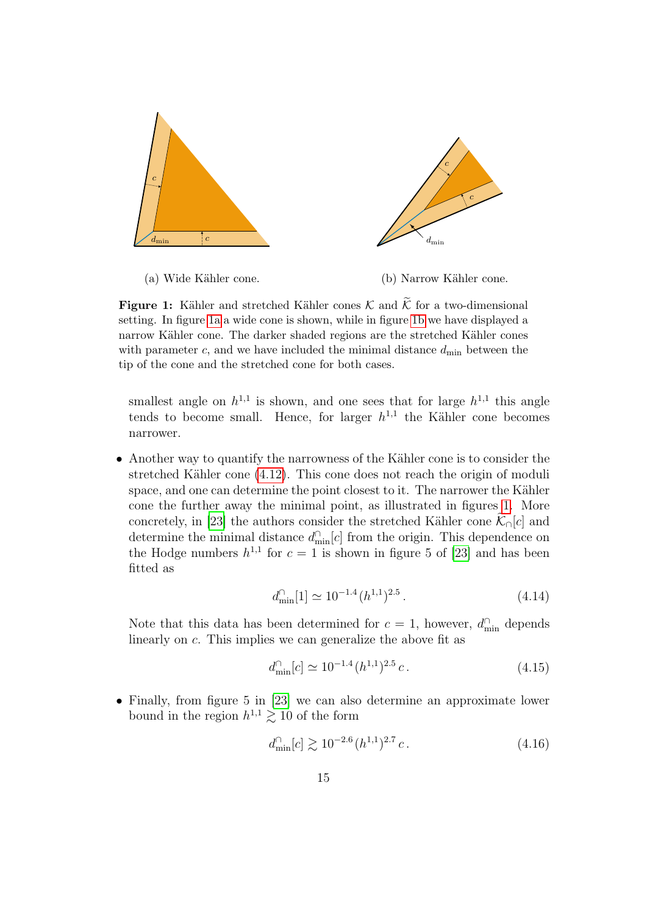(a) Wide Kähler cone.

(b) Narrow Kähler cone.

**Figure 1:** Kähler and stretched Kähler cones $\mathcal{K}$ and $\widetilde{\mathcal{K}}$ for a two-dimensional setting. In figure 1a a wide cone is shown, while in figure 1b we have displayed a narrow Kähler cone. The darker shaded regions are the stretched Kähler cones with parameter $c$, and we have included the minimal distance $d_{\rm min}$ between the tip of the cone and the stretched cone for both cases.

smallest angle on $h^{1,1}$ is shown, and one sees that for large $h^{1,1}$ this angle tends to become small. Hence, for larger $h^{1,1}$ the Kähler cone becomes narrower.

- Another way to quantify the narrowness of the Kähler cone is to consider the stretched Kähler cone (4.12). This cone does not reach the origin of moduli space, and one can determine the point closest to it. The narrower the Kähler cone the further away the minimal point, as illustrated in figures 1. More concretely, in [23] the authors consider the stretched Kähler cone $\mathcal{K}_{\cap}[c]$ and determine the minimal distance $d^{\cap}_{\rm min}[c]$ from the origin. This dependence on the Hodge numbers $h^{1,1}$ for $c = 1$ is shown in figure 5 of [23] and has been fitted as

$$d^{\cap}_{\rm min}[1] \simeq 10^{-1.4}(h^{1,1})^{2.5}\,. \tag{4.14}$$

Note that this data has been determined for $c = 1$, however, $d^{\cap}_{\rm min}$ depends linearly on $c$. This implies we can generalize the above fit as

$$d^{\cap}_{\rm min}[c] \simeq 10^{-1.4}(h^{1,1})^{2.5}\,c\,. \tag{4.15}$$

- Finally, from figure 5 in [23] we can also determine an approximate lower bound in the region $h^{1,1} \gtrsim 10$ of the form

$$d^{\cap}_{\rm min}[c] \gtrsim 10^{-2.6}(h^{1,1})^{2.7}\,c\,. \tag{4.16}$$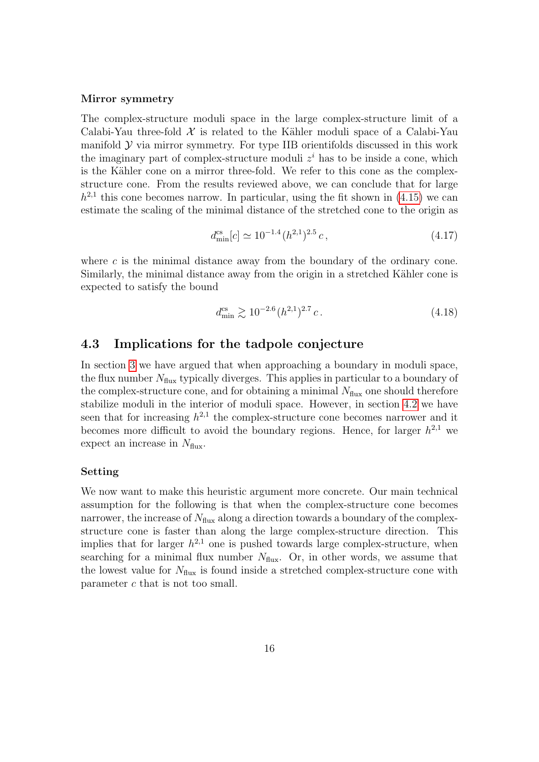#### Mirror symmetry

The complex-structure moduli space in the large complex-structure limit of a Calabi-Yau three-fold $\mathcal{X}$ is related to the Kähler moduli space of a Calabi-Yau manifold $\mathcal{Y}$ via mirror symmetry. For type IIB orientifolds discussed in this work the imaginary part of complex-structure moduli $z^i$ has to be inside a cone, which is the Kähler cone on a mirror three-fold. We refer to this cone as the complex-structure cone. From the results reviewed above, we can conclude that for large $h^{2,1}$ this cone becomes narrow. In particular, using the fit shown in (4.15) we can estimate the scaling of the minimal distance of the stretched cone to the origin as

$$d^{\rm cs}_{\rm min}[c] \simeq 10^{-1.4} (h^{2,1})^{2.5}\, c\,, \tag{4.17}$$

where $c$ is the minimal distance away from the boundary of the ordinary cone. Similarly, the minimal distance away from the origin in a stretched Kähler cone is expected to satisfy the bound

$$d^{\rm cs}_{\rm min} \gtrsim 10^{-2.6} (h^{2,1})^{2.7}\, c\,. \tag{4.18}$$

## 4.3 Implications for the tadpole conjecture

In section 3 we have argued that when approaching a boundary in moduli space, the flux number $N_{\rm flux}$ typically diverges. This applies in particular to a boundary of the complex-structure cone, and for obtaining a minimal $N_{\rm flux}$ one should therefore stabilize moduli in the interior of moduli space. However, in section 4.2 we have seen that for increasing $h^{2,1}$ the complex-structure cone becomes narrower and it becomes more difficult to avoid the boundary regions. Hence, for larger $h^{2,1}$ we expect an increase in $N_{\rm flux}$.

#### Setting

We now want to make this heuristic argument more concrete. Our main technical assumption for the following is that when the complex-structure cone becomes narrower, the increase of $N_{\rm flux}$ along a direction towards a boundary of the complex-structure cone is faster than along the large complex-structure direction. This implies that for larger $h^{2,1}$ one is pushed towards large complex-structure, when searching for a minimal flux number $N_{\rm flux}$. Or, in other words, we assume that the lowest value for $N_{\rm flux}$ is found inside a stretched complex-structure cone with parameter $c$ that is not too small.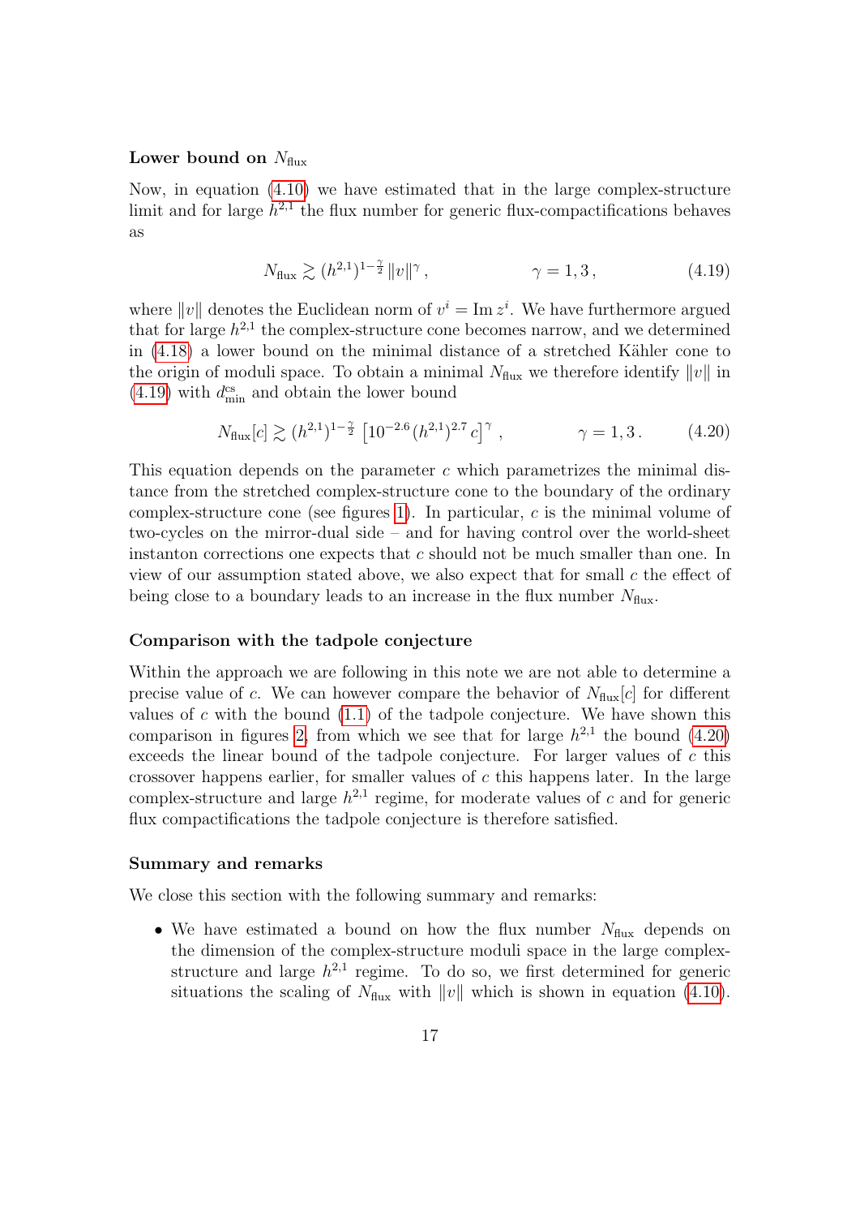**Lower bound on $N_{\rm flux}$**

Now, in equation (4.10) we have estimated that in the large complex-structure limit and for large $h^{2,1}$ the flux number for generic flux-compactifications behaves as

$$N_{\rm flux} \gtrsim (h^{2,1})^{1-\frac{\gamma}{2}} \, \|v\|^{\gamma} \,, \qquad\qquad \gamma = 1,3\,, \tag{4.19}$$

where $\|v\|$ denotes the Euclidean norm of $v^i = \operatorname{Im} z^i$. We have furthermore argued that for large $h^{2,1}$ the complex-structure cone becomes narrow, and we determined in (4.18) a lower bound on the minimal distance of a stretched Kähler cone to the origin of moduli space. To obtain a minimal $N_{\rm flux}$ we therefore identify $\|v\|$ in (4.19) with $d^{\rm cs}_{\rm min}$ and obtain the lower bound

$$N_{\rm flux}[c] \gtrsim (h^{2,1})^{1-\frac{\gamma}{2}} \left[10^{-2.6} \, (h^{2,1})^{2.7} \, c\right]^{\gamma} \,, \qquad\qquad \gamma = 1,3\,. \tag{4.20}$$

This equation depends on the parameter $c$ which parametrizes the minimal distance from the stretched complex-structure cone to the boundary of the ordinary complex-structure cone (see figures 1). In particular, $c$ is the minimal volume of two-cycles on the mirror-dual side – and for having control over the world-sheet instanton corrections one expects that $c$ should not be much smaller than one. In view of our assumption stated above, we also expect that for small $c$ the effect of being close to a boundary leads to an increase in the flux number $N_{\rm flux}$.

**Comparison with the tadpole conjecture**

Within the approach we are following in this note we are not able to determine a precise value of $c$. We can however compare the behavior of $N_{\rm flux}[c]$ for different values of $c$ with the bound (1.1) of the tadpole conjecture. We have shown this comparison in figures 2, from which we see that for large $h^{2,1}$ the bound (4.20) exceeds the linear bound of the tadpole conjecture. For larger values of $c$ this crossover happens earlier, for smaller values of $c$ this happens later. In the large complex-structure and large $h^{2,1}$ regime, for moderate values of $c$ and for generic flux compactifications the tadpole conjecture is therefore satisfied.

**Summary and remarks**

We close this section with the following summary and remarks:

- We have estimated a bound on how the flux number $N_{\rm flux}$ depends on the dimension of the complex-structure moduli space in the large complex-structure and large $h^{2,1}$ regime. To do so, we first determined for generic situations the scaling of $N_{\rm flux}$ with $\|v\|$ which is shown in equation (4.10).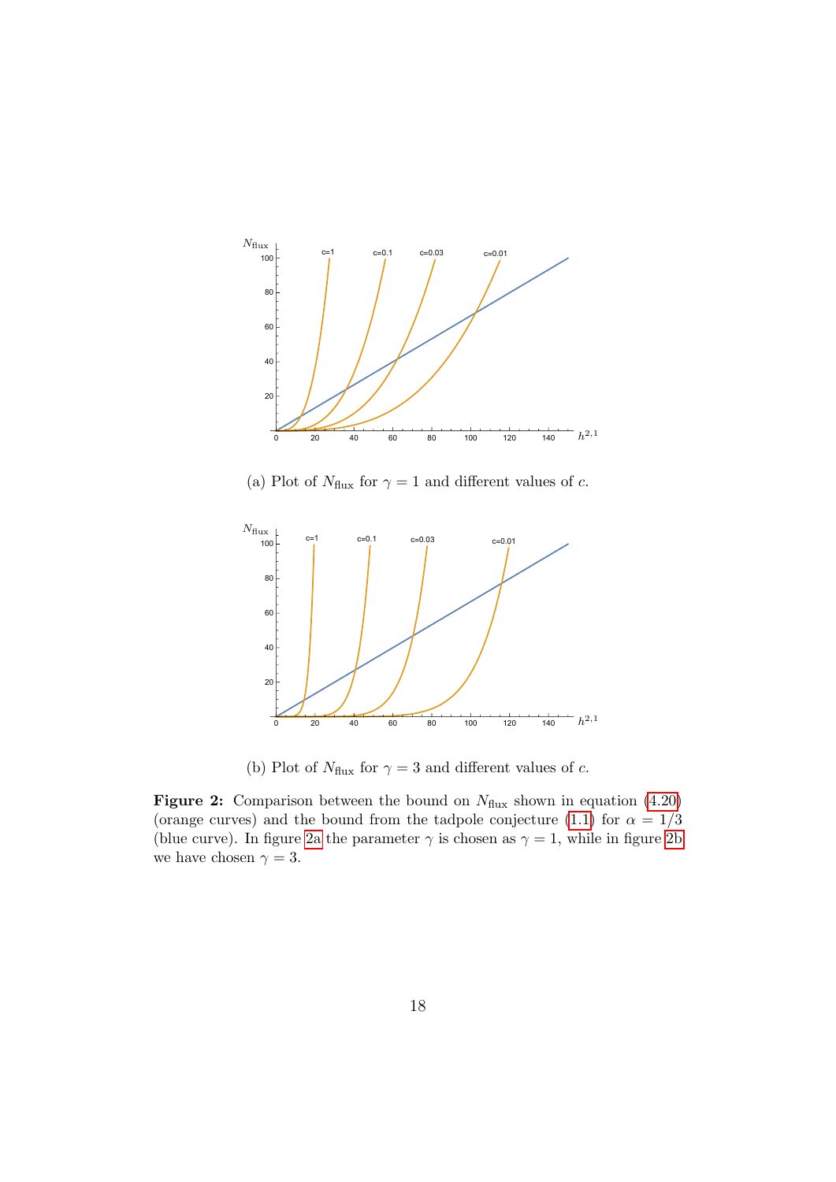(a) Plot of $N_{\text{flux}}$ for $\gamma = 1$ and different values of $c$.

(b) Plot of $N_{\text{flux}}$ for $\gamma = 3$ and different values of $c$.

**Figure 2:** Comparison between the bound on $N_{\text{flux}}$ shown in equation (4.20) (orange curves) and the bound from the tadpole conjecture (1.1) for $\alpha = 1/3$ (blue curve). In figure 2a the parameter $\gamma$ is chosen as $\gamma = 1$, while in figure 2b we have chosen $\gamma = 3$.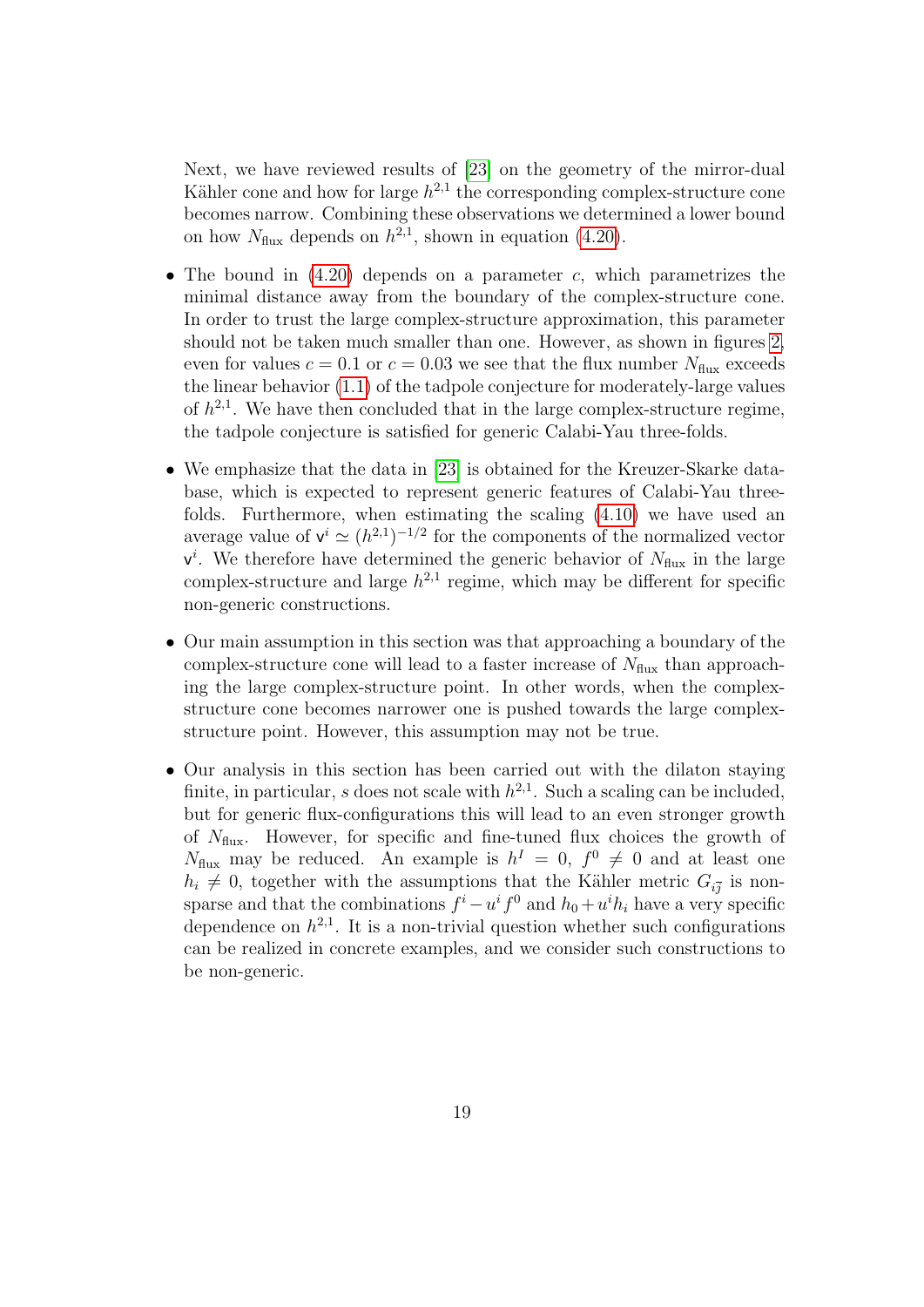Next, we have reviewed results of [23] on the geometry of the mirror-dual Kähler cone and how for large $h^{2,1}$ the corresponding complex-structure cone becomes narrow. Combining these observations we determined a lower bound on how $N_{\rm flux}$ depends on $h^{2,1}$, shown in equation (4.20).

- The bound in (4.20) depends on a parameter $c$, which parametrizes the minimal distance away from the boundary of the complex-structure cone. In order to trust the large complex-structure approximation, this parameter should not be taken much smaller than one. However, as shown in figures 2, even for values $c = 0.1$ or $c = 0.03$ we see that the flux number $N_{\rm flux}$ exceeds the linear behavior (1.1) of the tadpole conjecture for moderately-large values of $h^{2,1}$. We have then concluded that in the large complex-structure regime, the tadpole conjecture is satisfied for generic Calabi-Yau three-folds.

- We emphasize that the data in [23] is obtained for the Kreuzer-Skarke database, which is expected to represent generic features of Calabi-Yau three-folds. Furthermore, when estimating the scaling (4.10) we have used an average value of $\mathsf{v}^i \simeq (h^{2,1})^{-1/2}$ for the components of the normalized vector $\mathsf{v}^i$. We therefore have determined the generic behavior of $N_{\rm flux}$ in the large complex-structure and large $h^{2,1}$ regime, which may be different for specific non-generic constructions.

- Our main assumption in this section was that approaching a boundary of the complex-structure cone will lead to a faster increase of $N_{\rm flux}$ than approaching the large complex-structure point. In other words, when the complex-structure cone becomes narrower one is pushed towards the large complex-structure point. However, this assumption may not be true.

- Our analysis in this section has been carried out with the dilaton staying finite, in particular, $s$ does not scale with $h^{2,1}$. Such a scaling can be included, but for generic flux-configurations this will lead to an even stronger growth of $N_{\rm flux}$. However, for specific and fine-tuned flux choices the growth of $N_{\rm flux}$ may be reduced. An example is $h^I = 0$, $f^0 \neq 0$ and at least one $h_i \neq 0$, together with the assumptions that the Kähler metric $G_{i\bar{j}}$ is non-sparse and that the combinations $f^i - u^i f^0$ and $h_0 + u^i h_i$ have a very specific dependence on $h^{2,1}$. It is a non-trivial question whether such configurations can be realized in concrete examples, and we consider such constructions to be non-generic.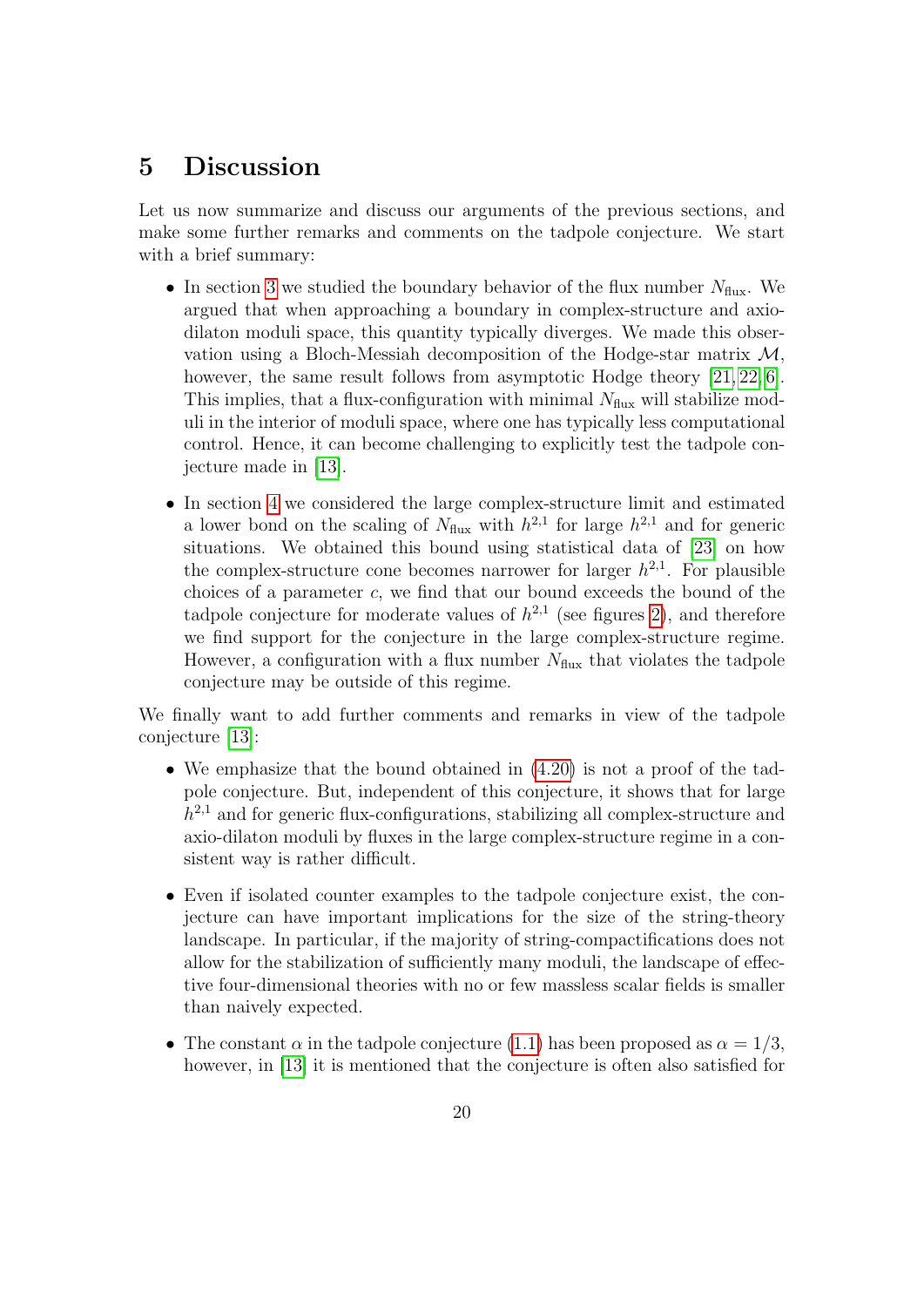# 5 Discussion

Let us now summarize and discuss our arguments of the previous sections, and make some further remarks and comments on the tadpole conjecture. We start with a brief summary:

- In section 3 we studied the boundary behavior of the flux number $N_{\text{flux}}$. We argued that when approaching a boundary in complex-structure and axio-dilaton moduli space, this quantity typically diverges. We made this observation using a Bloch-Messiah decomposition of the Hodge-star matrix $\mathcal{M}$, however, the same result follows from asymptotic Hodge theory [21, 22, 6]. This implies, that a flux-configuration with minimal $N_{\text{flux}}$ will stabilize moduli in the interior of moduli space, where one has typically less computational control. Hence, it can become challenging to explicitly test the tadpole conjecture made in [13].

- In section 4 we considered the large complex-structure limit and estimated a lower bond on the scaling of $N_{\text{flux}}$ with $h^{2,1}$ for large $h^{2,1}$ and for generic situations. We obtained this bound using statistical data of [23] on how the complex-structure cone becomes narrower for larger $h^{2,1}$. For plausible choices of a parameter $c$, we find that our bound exceeds the bound of the tadpole conjecture for moderate values of $h^{2,1}$ (see figures 2), and therefore we find support for the conjecture in the large complex-structure regime. However, a configuration with a flux number $N_{\text{flux}}$ that violates the tadpole conjecture may be outside of this regime.

We finally want to add further comments and remarks in view of the tadpole conjecture [13]:

- We emphasize that the bound obtained in (4.20) is not a proof of the tadpole conjecture. But, independent of this conjecture, it shows that for large $h^{2,1}$ and for generic flux-configurations, stabilizing all complex-structure and axio-dilaton moduli by fluxes in the large complex-structure regime in a consistent way is rather difficult.

- Even if isolated counter examples to the tadpole conjecture exist, the conjecture can have important implications for the size of the string-theory landscape. In particular, if the majority of string-compactifications does not allow for the stabilization of sufficiently many moduli, the landscape of effective four-dimensional theories with no or few massless scalar fields is smaller than naively expected.

- The constant $\alpha$ in the tadpole conjecture (1.1) has been proposed as $\alpha = 1/3$, however, in [13] it is mentioned that the conjecture is often also satisfied for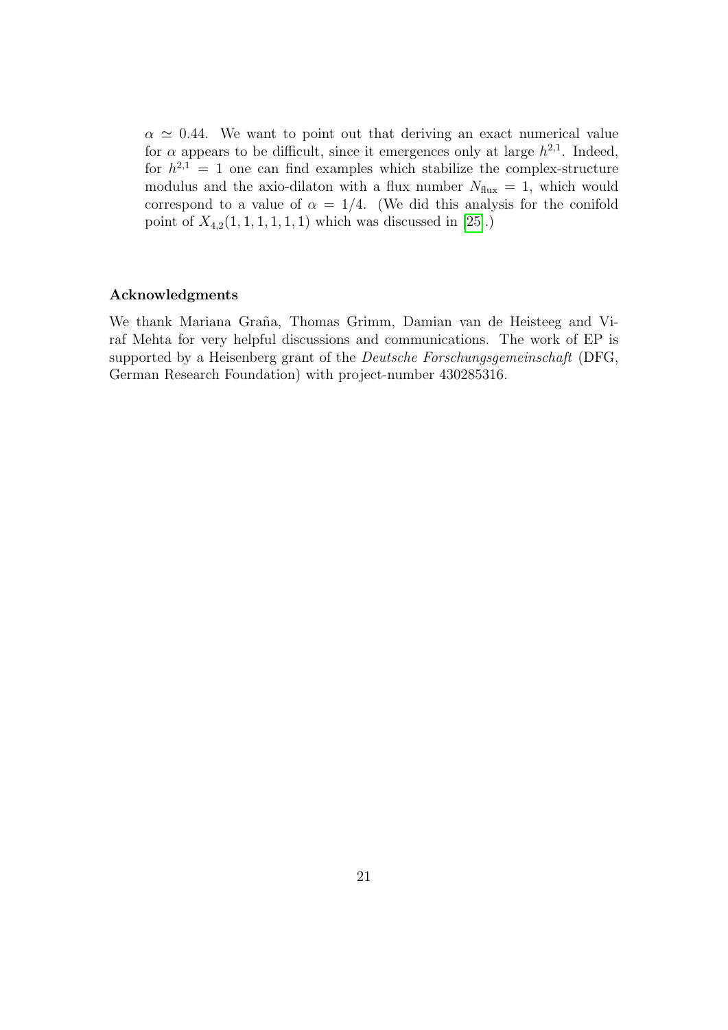$\alpha \simeq 0.44$. We want to point out that deriving an exact numerical value for $\alpha$ appears to be difficult, since it emergences only at large $h^{2,1}$. Indeed, for $h^{2,1} = 1$ one can find examples which stabilize the complex-structure modulus and the axio-dilaton with a flux number $N_{\text{flux}} = 1$, which would correspond to a value of $\alpha = 1/4$. (We did this analysis for the conifold point of $X_{4,2}(1,1,1,1,1,1)$ which was discussed in [25].)

### Acknowledgments

We thank Mariana Graña, Thomas Grimm, Damian van de Heisteeg and Viraf Mehta for very helpful discussions and communications. The work of EP is supported by a Heisenberg grant of the *Deutsche Forschungsgemeinschaft* (DFG, German Research Foundation) with project-number 430285316.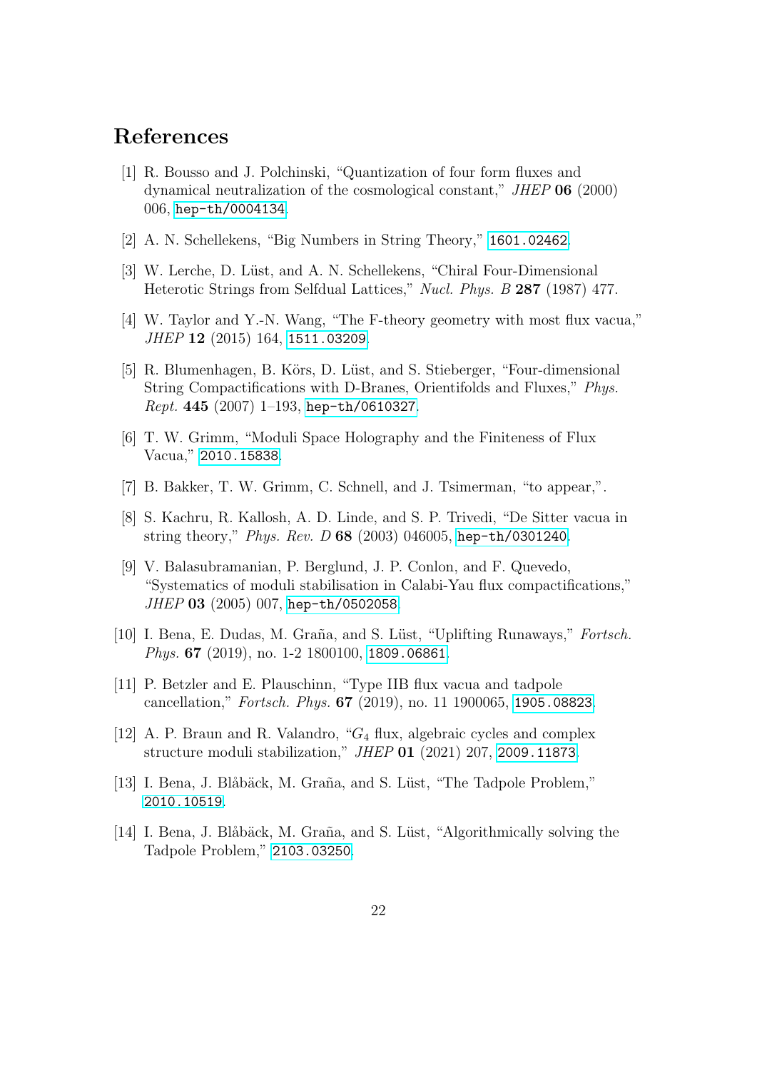# References

[1] R. Bousso and J. Polchinski, "Quantization of four form fluxes and dynamical neutralization of the cosmological constant," *JHEP* **06** (2000) 006, hep-th/0004134.

[2] A. N. Schellekens, "Big Numbers in String Theory," 1601.02462.

[3] W. Lerche, D. Lüst, and A. N. Schellekens, "Chiral Four-Dimensional Heterotic Strings from Selfdual Lattices," *Nucl. Phys. B* **287** (1987) 477.

[4] W. Taylor and Y.-N. Wang, "The F-theory geometry with most flux vacua," *JHEP* **12** (2015) 164, 1511.03209.

[5] R. Blumenhagen, B. Körs, D. Lüst, and S. Stieberger, "Four-dimensional String Compactifications with D-Branes, Orientifolds and Fluxes," *Phys. Rept.* **445** (2007) 1–193, hep-th/0610327.

[6] T. W. Grimm, "Moduli Space Holography and the Finiteness of Flux Vacua," 2010.15838.

[7] B. Bakker, T. W. Grimm, C. Schnell, and J. Tsimerman, "to appear,".

[8] S. Kachru, R. Kallosh, A. D. Linde, and S. P. Trivedi, "De Sitter vacua in string theory," *Phys. Rev. D* **68** (2003) 046005, hep-th/0301240.

[9] V. Balasubramanian, P. Berglund, J. P. Conlon, and F. Quevedo, "Systematics of moduli stabilisation in Calabi-Yau flux compactifications," *JHEP* **03** (2005) 007, hep-th/0502058.

[10] I. Bena, E. Dudas, M. Graña, and S. Lüst, "Uplifting Runaways," *Fortsch. Phys.* **67** (2019), no. 1-2 1800100, 1809.06861.

[11] P. Betzler and E. Plauschinn, "Type IIB flux vacua and tadpole cancellation," *Fortsch. Phys.* **67** (2019), no. 11 1900065, 1905.08823.

[12] A. P. Braun and R. Valandro, "$G_4$ flux, algebraic cycles and complex structure moduli stabilization," *JHEP* **01** (2021) 207, 2009.11873.

[13] I. Bena, J. Blåbäck, M. Graña, and S. Lüst, "The Tadpole Problem," 2010.10519.

[14] I. Bena, J. Blåbäck, M. Graña, and S. Lüst, "Algorithmically solving the Tadpole Problem," 2103.03250.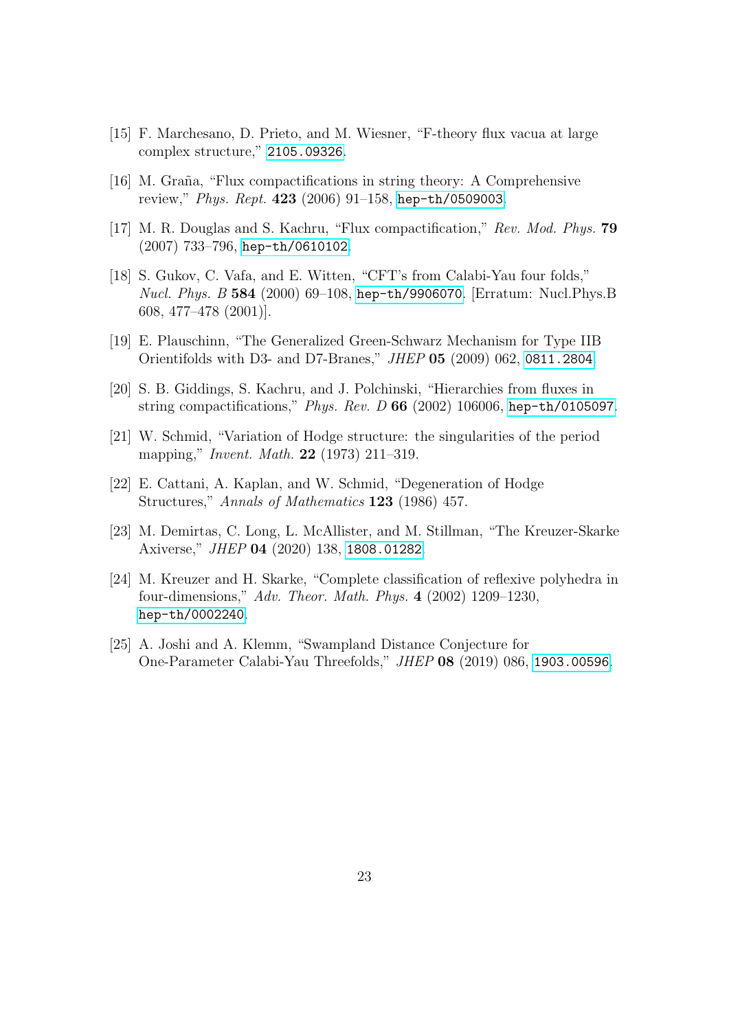[15] F. Marchesano, D. Prieto, and M. Wiesner, "F-theory flux vacua at large complex structure," 2105.09326.

[16] M. Graña, "Flux compactifications in string theory: A Comprehensive review," *Phys. Rept.* **423** (2006) 91–158, hep-th/0509003.

[17] M. R. Douglas and S. Kachru, "Flux compactification," *Rev. Mod. Phys.* **79** (2007) 733–796, hep-th/0610102.

[18] S. Gukov, C. Vafa, and E. Witten, "CFT's from Calabi-Yau four folds," *Nucl. Phys. B* **584** (2000) 69–108, hep-th/9906070. [Erratum: Nucl.Phys.B 608, 477–478 (2001)].

[19] E. Plauschinn, "The Generalized Green-Schwarz Mechanism for Type IIB Orientifolds with D3- and D7-Branes," *JHEP* **05** (2009) 062, 0811.2804.

[20] S. B. Giddings, S. Kachru, and J. Polchinski, "Hierarchies from fluxes in string compactifications," *Phys. Rev. D* **66** (2002) 106006, hep-th/0105097.

[21] W. Schmid, "Variation of Hodge structure: the singularities of the period mapping," *Invent. Math.* **22** (1973) 211–319.

[22] E. Cattani, A. Kaplan, and W. Schmid, "Degeneration of Hodge Structures," *Annals of Mathematics* **123** (1986) 457.

[23] M. Demirtas, C. Long, L. McAllister, and M. Stillman, "The Kreuzer-Skarke Axiverse," *JHEP* **04** (2020) 138, 1808.01282.

[24] M. Kreuzer and H. Skarke, "Complete classification of reflexive polyhedra in four-dimensions," *Adv. Theor. Math. Phys.* **4** (2002) 1209–1230, hep-th/0002240.

[25] A. Joshi and A. Klemm, "Swampland Distance Conjecture for One-Parameter Calabi-Yau Threefolds," *JHEP* **08** (2019) 086, 1903.00596.